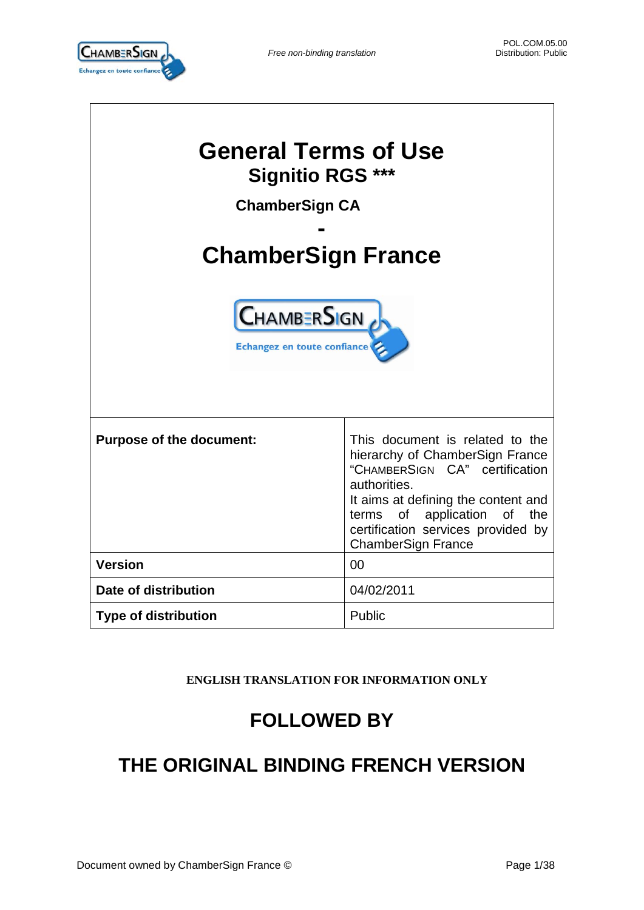# General Terms of Use

## Signitio RGS ***

**ChamberSign CA**

**-**

# ChamberSign France

| **Purpose of the document:** | This document is related to the hierarchy of ChamberSign France "CHAMBERSIGN CA" certification authorities.<br>It aims at defining the content and terms of application of the certification services provided by ChamberSign France |
|---|---|
| **Version** | 00 |
| **Date of distribution** | 04/02/2011 |
| **Type of distribution** | Public |

**ENGLISH TRANSLATION FOR INFORMATION ONLY**

## FOLLOWED BY

## THE ORIGINAL BINDING FRENCH VERSION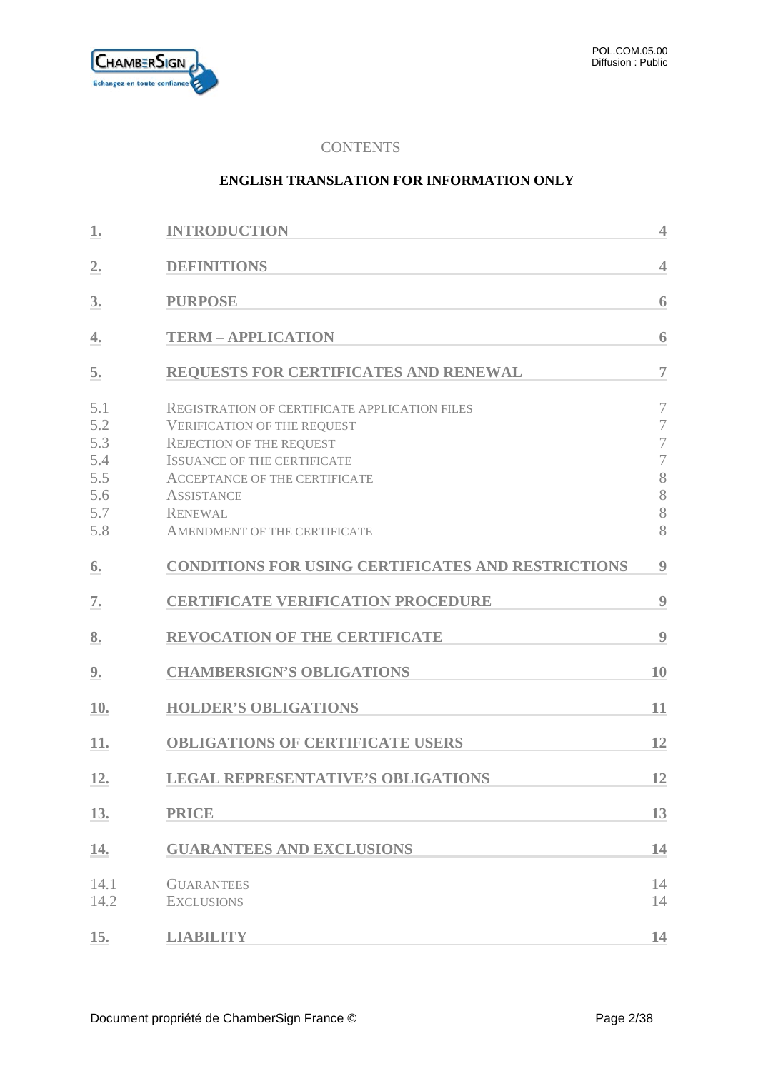CONTENTS

**ENGLISH TRANSLATION FOR INFORMATION ONLY**

| | | |
|---|---|---|
| **1.** | **INTRODUCTION** | **4** |
| **2.** | **DEFINITIONS** | **4** |
| **3.** | **PURPOSE** | **6** |
| **4.** | **TERM – APPLICATION** | **6** |
| **5.** | **REQUESTS FOR CERTIFICATES AND RENEWAL** | **7** |
| 5.1 | REGISTRATION OF CERTIFICATE APPLICATION FILES | 7 |
| 5.2 | VERIFICATION OF THE REQUEST | 7 |
| 5.3 | REJECTION OF THE REQUEST | 7 |
| 5.4 | ISSUANCE OF THE CERTIFICATE | 7 |
| 5.5 | ACCEPTANCE OF THE CERTIFICATE | 8 |
| 5.6 | ASSISTANCE | 8 |
| 5.7 | RENEWAL | 8 |
| 5.8 | AMENDMENT OF THE CERTIFICATE | 8 |
| **6.** | **CONDITIONS FOR USING CERTIFICATES AND RESTRICTIONS** | **9** |
| **7.** | **CERTIFICATE VERIFICATION PROCEDURE** | **9** |
| **8.** | **REVOCATION OF THE CERTIFICATE** | **9** |
| **9.** | **CHAMBERSIGN'S OBLIGATIONS** | **10** |
| **10.** | **HOLDER'S OBLIGATIONS** | **11** |
| **11.** | **OBLIGATIONS OF CERTIFICATE USERS** | **12** |
| **12.** | **LEGAL REPRESENTATIVE'S OBLIGATIONS** | **12** |
| **13.** | **PRICE** | **13** |
| **14.** | **GUARANTEES AND EXCLUSIONS** | **14** |
| 14.1 | GUARANTEES | 14 |
| 14.2 | EXCLUSIONS | 14 |
| **15.** | **LIABILITY** | **14** |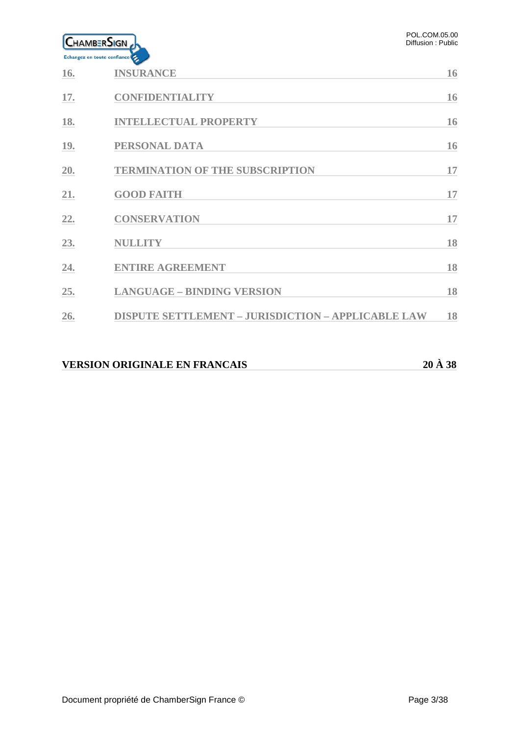| | | |
|---|---|---|
| 16. | INSURANCE | 16 |
| 17. | CONFIDENTIALITY | 16 |
| 18. | INTELLECTUAL PROPERTY | 16 |
| 19. | PERSONAL DATA | 16 |
| 20. | TERMINATION OF THE SUBSCRIPTION | 17 |
| 21. | GOOD FAITH | 17 |
| 22. | CONSERVATION | 17 |
| 23. | NULLITY | 18 |
| 24. | ENTIRE AGREEMENT | 18 |
| 25. | LANGUAGE – BINDING VERSION | 18 |
| 26. | DISPUTE SETTLEMENT – JURISDICTION – APPLICABLE LAW | 18 |

**VERSION ORIGINALE EN FRANCAIS** **20 À 38**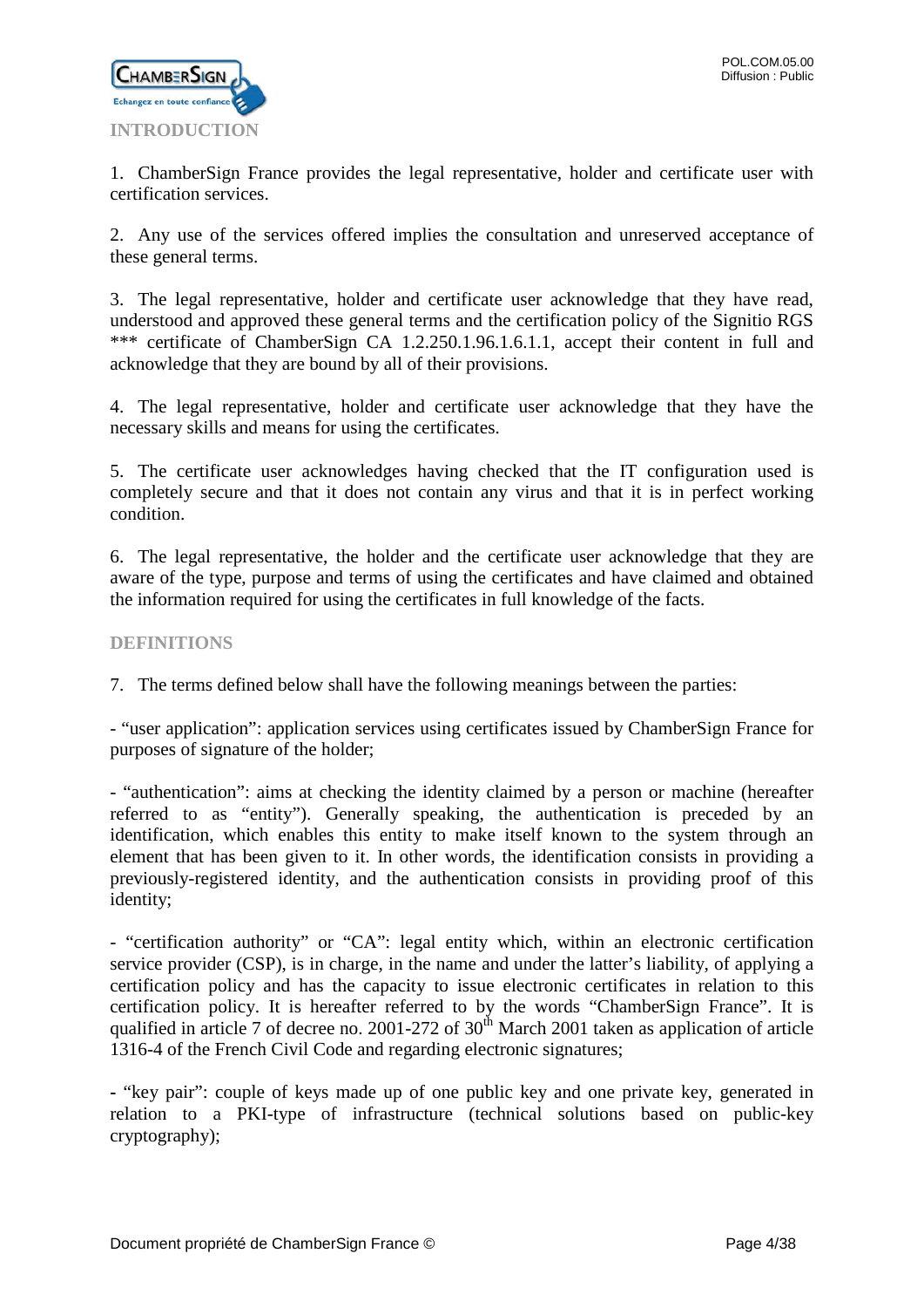## INTRODUCTION

1. ChamberSign France provides the legal representative, holder and certificate user with certification services.

2. Any use of the services offered implies the consultation and unreserved acceptance of these general terms.

3. The legal representative, holder and certificate user acknowledge that they have read, understood and approved these general terms and the certification policy of the Signitio RGS *** certificate of ChamberSign CA 1.2.250.1.96.1.6.1.1, accept their content in full and acknowledge that they are bound by all of their provisions.

4. The legal representative, holder and certificate user acknowledge that they have the necessary skills and means for using the certificates.

5. The certificate user acknowledges having checked that the IT configuration used is completely secure and that it does not contain any virus and that it is in perfect working condition.

6. The legal representative, the holder and the certificate user acknowledge that they are aware of the type, purpose and terms of using the certificates and have claimed and obtained the information required for using the certificates in full knowledge of the facts.

## DEFINITIONS

7. The terms defined below shall have the following meanings between the parties:

- "user application": application services using certificates issued by ChamberSign France for purposes of signature of the holder;

- "authentication": aims at checking the identity claimed by a person or machine (hereafter referred to as "entity"). Generally speaking, the authentication is preceded by an identification, which enables this entity to make itself known to the system through an element that has been given to it. In other words, the identification consists in providing a previously-registered identity, and the authentication consists in providing proof of this identity;

- "certification authority" or "CA": legal entity which, within an electronic certification service provider (CSP), is in charge, in the name and under the latter's liability, of applying a certification policy and has the capacity to issue electronic certificates in relation to this certification policy. It is hereafter referred to by the words "ChamberSign France". It is qualified in article 7 of decree no. 2001-272 of 30th March 2001 taken as application of article 1316-4 of the French Civil Code and regarding electronic signatures;

- "key pair": couple of keys made up of one public key and one private key, generated in relation to a PKI-type of infrastructure (technical solutions based on public-key cryptography);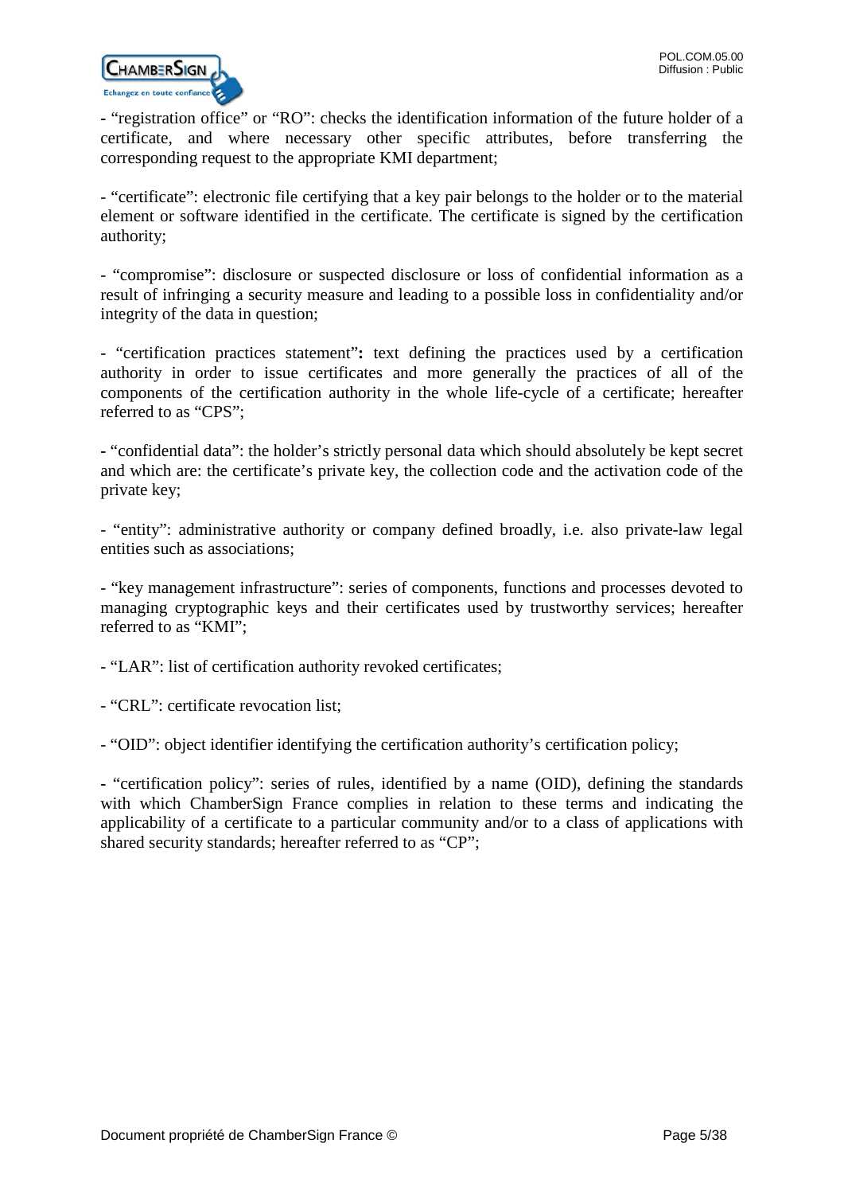- “registration office” or “RO”: checks the identification information of the future holder of a certificate, and where necessary other specific attributes, before transferring the corresponding request to the appropriate KMI department;

- “certificate”: electronic file certifying that a key pair belongs to the holder or to the material element or software identified in the certificate. The certificate is signed by the certification authority;

- “compromise”: disclosure or suspected disclosure or loss of confidential information as a result of infringing a security measure and leading to a possible loss in confidentiality and/or integrity of the data in question;

- “certification practices statement”**:** text defining the practices used by a certification authority in order to issue certificates and more generally the practices of all of the components of the certification authority in the whole life-cycle of a certificate; hereafter referred to as “CPS”;

- “confidential data”: the holder’s strictly personal data which should absolutely be kept secret and which are: the certificate’s private key, the collection code and the activation code of the private key;

- “entity”: administrative authority or company defined broadly, i.e. also private-law legal entities such as associations;

- “key management infrastructure”: series of components, functions and processes devoted to managing cryptographic keys and their certificates used by trustworthy services; hereafter referred to as “KMI”;

- “LAR”: list of certification authority revoked certificates;

- “CRL”: certificate revocation list;

- “OID”: object identifier identifying the certification authority’s certification policy;

- “certification policy”: series of rules, identified by a name (OID), defining the standards with which ChamberSign France complies in relation to these terms and indicating the applicability of a certificate to a particular community and/or to a class of applications with shared security standards; hereafter referred to as “CP”;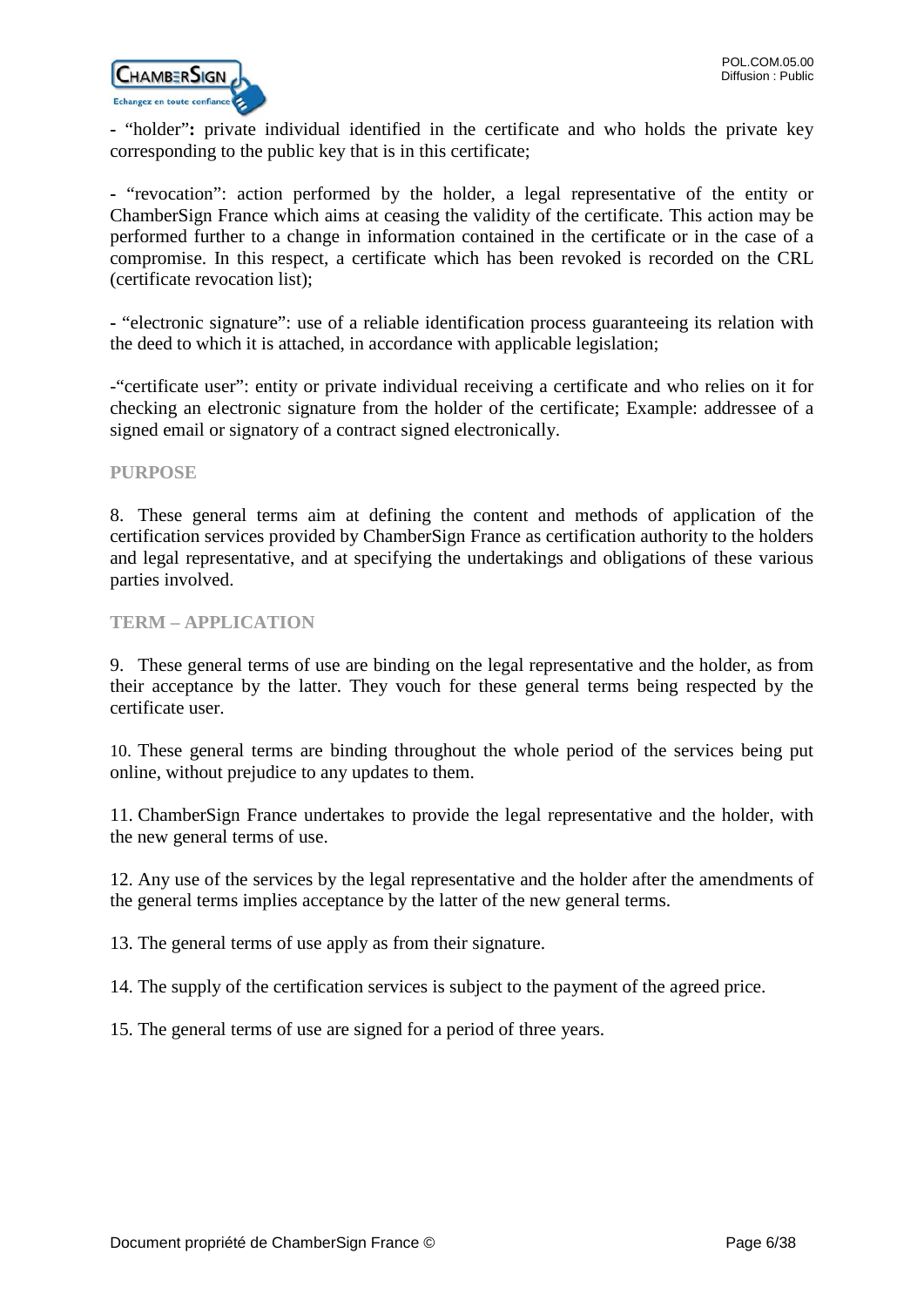- “holder”**:** private individual identified in the certificate and who holds the private key corresponding to the public key that is in this certificate;

- “revocation”: action performed by the holder, a legal representative of the entity or ChamberSign France which aims at ceasing the validity of the certificate. This action may be performed further to a change in information contained in the certificate or in the case of a compromise. In this respect, a certificate which has been revoked is recorded on the CRL (certificate revocation list);

- “electronic signature”: use of a reliable identification process guaranteeing its relation with the deed to which it is attached, in accordance with applicable legislation;

-“certificate user”: entity or private individual receiving a certificate and who relies on it for checking an electronic signature from the holder of the certificate; Example: addressee of a signed email or signatory of a contract signed electronically.

## PURPOSE

8. These general terms aim at defining the content and methods of application of the certification services provided by ChamberSign France as certification authority to the holders and legal representative, and at specifying the undertakings and obligations of these various parties involved.

## TERM – APPLICATION

9. These general terms of use are binding on the legal representative and the holder, as from their acceptance by the latter. They vouch for these general terms being respected by the certificate user.

10. These general terms are binding throughout the whole period of the services being put online, without prejudice to any updates to them.

11. ChamberSign France undertakes to provide the legal representative and the holder, with the new general terms of use.

12. Any use of the services by the legal representative and the holder after the amendments of the general terms implies acceptance by the latter of the new general terms.

13. The general terms of use apply as from their signature.

14. The supply of the certification services is subject to the payment of the agreed price.

15. The general terms of use are signed for a period of three years.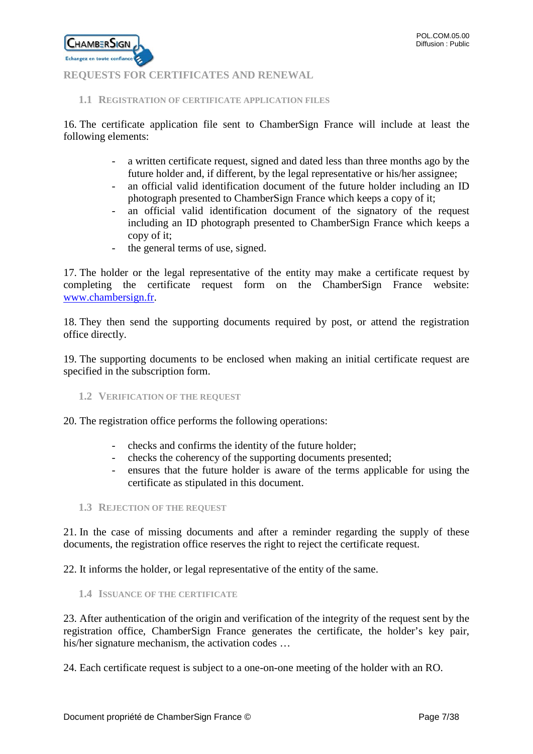# REQUESTS FOR CERTIFICATES AND RENEWAL

## 1.1 Registration of certificate application files

16. The certificate application file sent to ChamberSign France will include at least the following elements:

- a written certificate request, signed and dated less than three months ago by the future holder and, if different, by the legal representative or his/her assignee;
- an official valid identification document of the future holder including an ID photograph presented to ChamberSign France which keeps a copy of it;
- an official valid identification document of the signatory of the request including an ID photograph presented to ChamberSign France which keeps a copy of it;
- the general terms of use, signed.

17. The holder or the legal representative of the entity may make a certificate request by completing the certificate request form on the ChamberSign France website: [www.chambersign.fr](http://www.chambersign.fr).

18. They then send the supporting documents required by post, or attend the registration office directly.

19. The supporting documents to be enclosed when making an initial certificate request are specified in the subscription form.

## 1.2 Verification of the request

20. The registration office performs the following operations:

- checks and confirms the identity of the future holder;
- checks the coherency of the supporting documents presented;
- ensures that the future holder is aware of the terms applicable for using the certificate as stipulated in this document.

## 1.3 Rejection of the request

21. In the case of missing documents and after a reminder regarding the supply of these documents, the registration office reserves the right to reject the certificate request.

22. It informs the holder, or legal representative of the entity of the same.

## 1.4 Issuance of the certificate

23. After authentication of the origin and verification of the integrity of the request sent by the registration office, ChamberSign France generates the certificate, the holder's key pair, his/her signature mechanism, the activation codes …

24. Each certificate request is subject to a one-on-one meeting of the holder with an RO.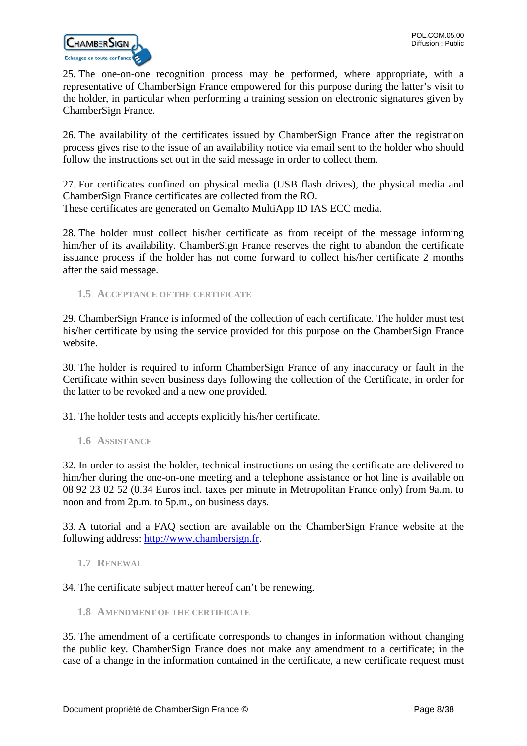25. The one-on-one recognition process may be performed, where appropriate, with a representative of ChamberSign France empowered for this purpose during the latter's visit to the holder, in particular when performing a training session on electronic signatures given by ChamberSign France.

26. The availability of the certificates issued by ChamberSign France after the registration process gives rise to the issue of an availability notice via email sent to the holder who should follow the instructions set out in the said message in order to collect them.

27. For certificates confined on physical media (USB flash drives), the physical media and ChamberSign France certificates are collected from the RO.
These certificates are generated on Gemalto MultiApp ID IAS ECC media.

28. The holder must collect his/her certificate as from receipt of the message informing him/her of its availability. ChamberSign France reserves the right to abandon the certificate issuance process if the holder has not come forward to collect his/her certificate 2 months after the said message.

### 1.5 Acceptance of the certificate

29. ChamberSign France is informed of the collection of each certificate. The holder must test his/her certificate by using the service provided for this purpose on the ChamberSign France website.

30. The holder is required to inform ChamberSign France of any inaccuracy or fault in the Certificate within seven business days following the collection of the Certificate, in order for the latter to be revoked and a new one provided.

31. The holder tests and accepts explicitly his/her certificate.

### 1.6 Assistance

32. In order to assist the holder, technical instructions on using the certificate are delivered to him/her during the one-on-one meeting and a telephone assistance or hot line is available on 08 92 23 02 52 (0.34 Euros incl. taxes per minute in Metropolitan France only) from 9a.m. to noon and from 2p.m. to 5p.m., on business days.

33. A tutorial and a FAQ section are available on the ChamberSign France website at the following address: [http://www.chambersign.fr](http://www.chambersign.fr).

### 1.7 Renewal

34. The certificate subject matter hereof can't be renewing.

### 1.8 Amendment of the certificate

35. The amendment of a certificate corresponds to changes in information without changing the public key. ChamberSign France does not make any amendment to a certificate; in the case of a change in the information contained in the certificate, a new certificate request must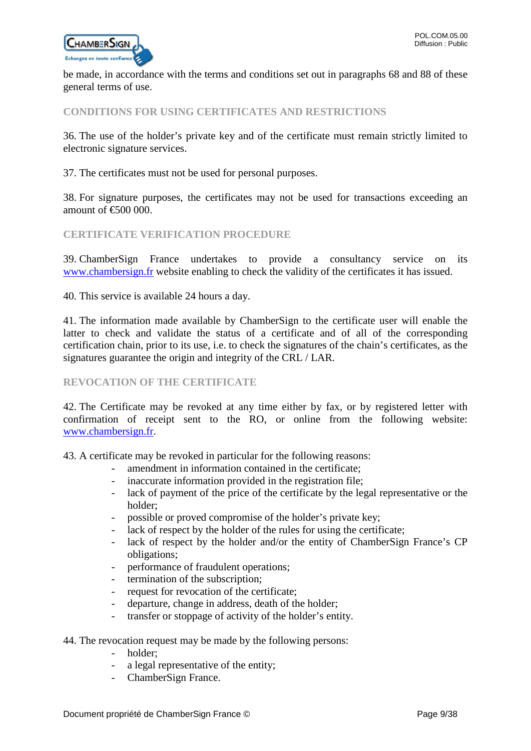be made, in accordance with the terms and conditions set out in paragraphs 68 and 88 of these general terms of use.

## CONDITIONS FOR USING CERTIFICATES AND RESTRICTIONS

36. The use of the holder's private key and of the certificate must remain strictly limited to electronic signature services.

37. The certificates must not be used for personal purposes.

38. For signature purposes, the certificates may not be used for transactions exceeding an amount of €500 000.

## CERTIFICATE VERIFICATION PROCEDURE

39. ChamberSign France undertakes to provide a consultancy service on its www.chambersign.fr website enabling to check the validity of the certificates it has issued.

40. This service is available 24 hours a day.

41. The information made available by ChamberSign to the certificate user will enable the latter to check and validate the status of a certificate and of all of the corresponding certification chain, prior to its use, i.e. to check the signatures of the chain's certificates, as the signatures guarantee the origin and integrity of the CRL / LAR.

## REVOCATION OF THE CERTIFICATE

42. The Certificate may be revoked at any time either by fax, or by registered letter with confirmation of receipt sent to the RO, or online from the following website: www.chambersign.fr.

43. A certificate may be revoked in particular for the following reasons:

- amendment in information contained in the certificate;
- inaccurate information provided in the registration file;
- lack of payment of the price of the certificate by the legal representative or the holder;
- possible or proved compromise of the holder's private key;
- lack of respect by the holder of the rules for using the certificate;
- lack of respect by the holder and/or the entity of ChamberSign France's CP obligations;
- performance of fraudulent operations;
- termination of the subscription;
- request for revocation of the certificate;
- departure, change in address, death of the holder;
- transfer or stoppage of activity of the holder's entity.

44. The revocation request may be made by the following persons:

- holder;
- a legal representative of the entity;
- ChamberSign France.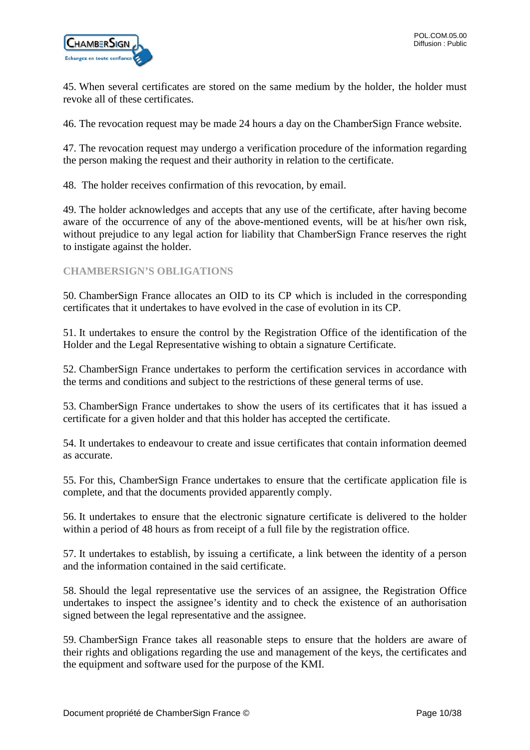45. When several certificates are stored on the same medium by the holder, the holder must revoke all of these certificates.

46. The revocation request may be made 24 hours a day on the ChamberSign France website.

47. The revocation request may undergo a verification procedure of the information regarding the person making the request and their authority in relation to the certificate.

48. The holder receives confirmation of this revocation, by email.

49. The holder acknowledges and accepts that any use of the certificate, after having become aware of the occurrence of any of the above-mentioned events, will be at his/her own risk, without prejudice to any legal action for liability that ChamberSign France reserves the right to instigate against the holder.

## CHAMBERSIGN'S OBLIGATIONS

50. ChamberSign France allocates an OID to its CP which is included in the corresponding certificates that it undertakes to have evolved in the case of evolution in its CP.

51. It undertakes to ensure the control by the Registration Office of the identification of the Holder and the Legal Representative wishing to obtain a signature Certificate.

52. ChamberSign France undertakes to perform the certification services in accordance with the terms and conditions and subject to the restrictions of these general terms of use.

53. ChamberSign France undertakes to show the users of its certificates that it has issued a certificate for a given holder and that this holder has accepted the certificate.

54. It undertakes to endeavour to create and issue certificates that contain information deemed as accurate.

55. For this, ChamberSign France undertakes to ensure that the certificate application file is complete, and that the documents provided apparently comply.

56. It undertakes to ensure that the electronic signature certificate is delivered to the holder within a period of 48 hours as from receipt of a full file by the registration office.

57. It undertakes to establish, by issuing a certificate, a link between the identity of a person and the information contained in the said certificate.

58. Should the legal representative use the services of an assignee, the Registration Office undertakes to inspect the assignee's identity and to check the existence of an authorisation signed between the legal representative and the assignee.

59. ChamberSign France takes all reasonable steps to ensure that the holders are aware of their rights and obligations regarding the use and management of the keys, the certificates and the equipment and software used for the purpose of the KMI.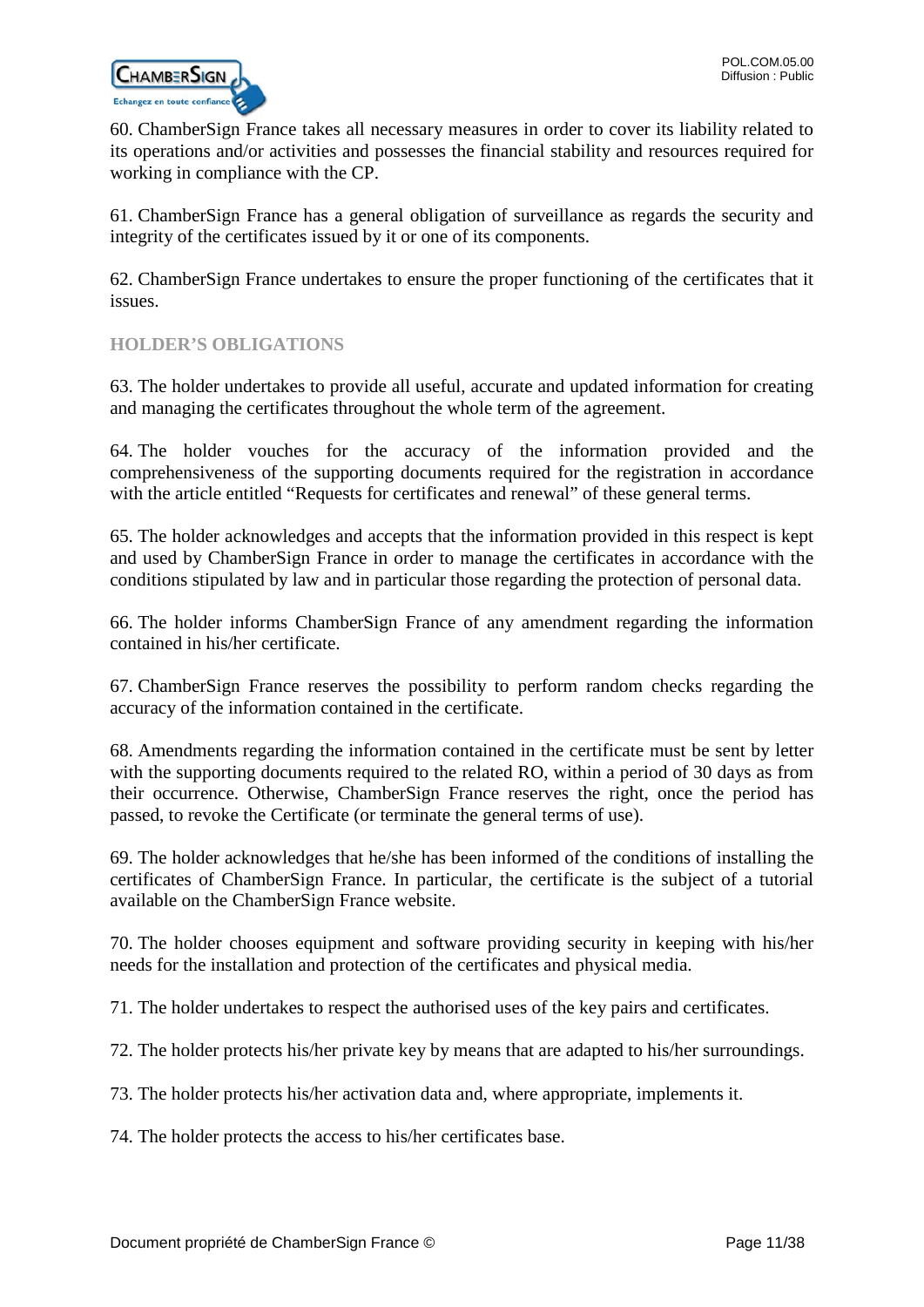60. ChamberSign France takes all necessary measures in order to cover its liability related to its operations and/or activities and possesses the financial stability and resources required for working in compliance with the CP.

61. ChamberSign France has a general obligation of surveillance as regards the security and integrity of the certificates issued by it or one of its components.

62. ChamberSign France undertakes to ensure the proper functioning of the certificates that it issues.

### HOLDER'S OBLIGATIONS

63. The holder undertakes to provide all useful, accurate and updated information for creating and managing the certificates throughout the whole term of the agreement.

64. The holder vouches for the accuracy of the information provided and the comprehensiveness of the supporting documents required for the registration in accordance with the article entitled "Requests for certificates and renewal" of these general terms.

65. The holder acknowledges and accepts that the information provided in this respect is kept and used by ChamberSign France in order to manage the certificates in accordance with the conditions stipulated by law and in particular those regarding the protection of personal data.

66. The holder informs ChamberSign France of any amendment regarding the information contained in his/her certificate.

67. ChamberSign France reserves the possibility to perform random checks regarding the accuracy of the information contained in the certificate.

68. Amendments regarding the information contained in the certificate must be sent by letter with the supporting documents required to the related RO, within a period of 30 days as from their occurrence. Otherwise, ChamberSign France reserves the right, once the period has passed, to revoke the Certificate (or terminate the general terms of use).

69. The holder acknowledges that he/she has been informed of the conditions of installing the certificates of ChamberSign France. In particular, the certificate is the subject of a tutorial available on the ChamberSign France website.

70. The holder chooses equipment and software providing security in keeping with his/her needs for the installation and protection of the certificates and physical media.

71. The holder undertakes to respect the authorised uses of the key pairs and certificates.

72. The holder protects his/her private key by means that are adapted to his/her surroundings.

73. The holder protects his/her activation data and, where appropriate, implements it.

74. The holder protects the access to his/her certificates base.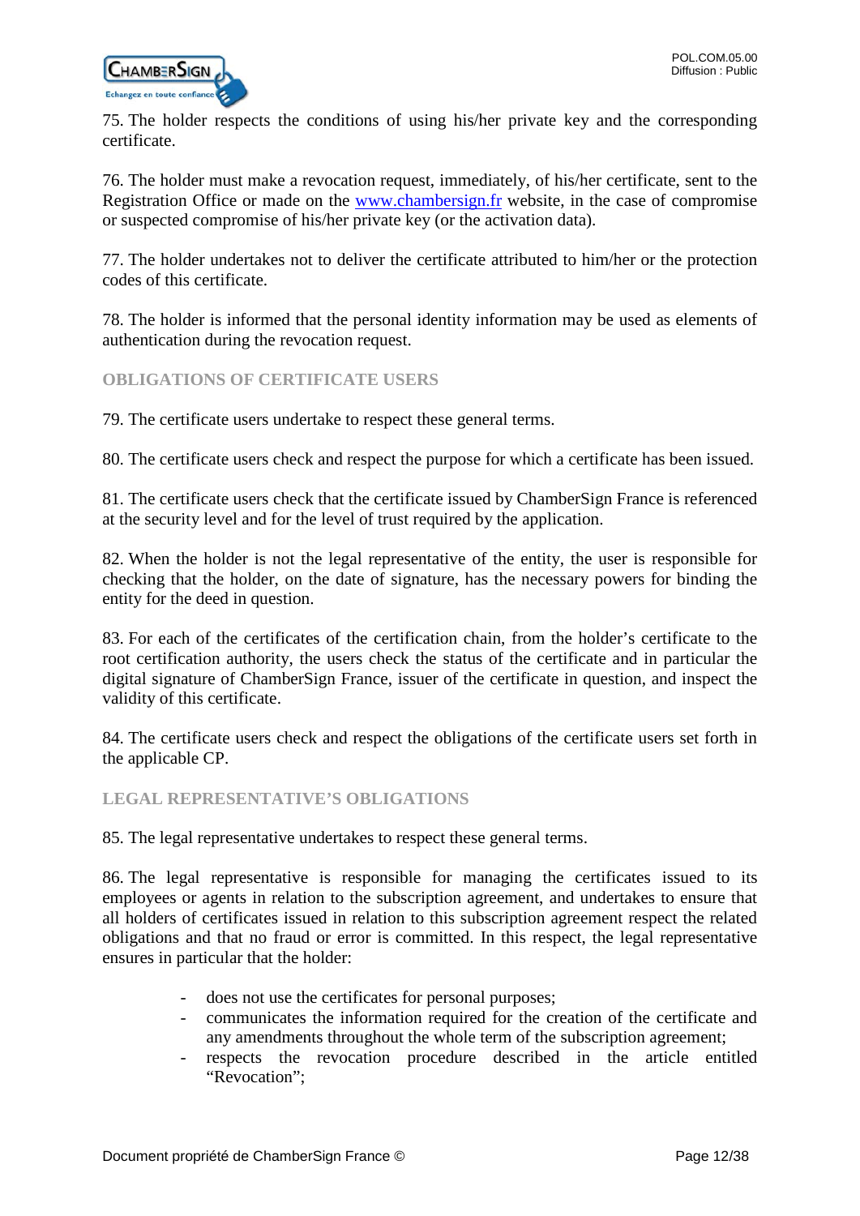75. The holder respects the conditions of using his/her private key and the corresponding certificate.

76. The holder must make a revocation request, immediately, of his/her certificate, sent to the Registration Office or made on the [www.chambersign.fr](http://www.chambersign.fr) website, in the case of compromise or suspected compromise of his/her private key (or the activation data).

77. The holder undertakes not to deliver the certificate attributed to him/her or the protection codes of this certificate.

78. The holder is informed that the personal identity information may be used as elements of authentication during the revocation request.

### OBLIGATIONS OF CERTIFICATE USERS

79. The certificate users undertake to respect these general terms.

80. The certificate users check and respect the purpose for which a certificate has been issued.

81. The certificate users check that the certificate issued by ChamberSign France is referenced at the security level and for the level of trust required by the application.

82. When the holder is not the legal representative of the entity, the user is responsible for checking that the holder, on the date of signature, has the necessary powers for binding the entity for the deed in question.

83. For each of the certificates of the certification chain, from the holder's certificate to the root certification authority, the users check the status of the certificate and in particular the digital signature of ChamberSign France, issuer of the certificate in question, and inspect the validity of this certificate.

84. The certificate users check and respect the obligations of the certificate users set forth in the applicable CP.

### LEGAL REPRESENTATIVE'S OBLIGATIONS

85. The legal representative undertakes to respect these general terms.

86. The legal representative is responsible for managing the certificates issued to its employees or agents in relation to the subscription agreement, and undertakes to ensure that all holders of certificates issued in relation to this subscription agreement respect the related obligations and that no fraud or error is committed. In this respect, the legal representative ensures in particular that the holder:

- does not use the certificates for personal purposes;
- communicates the information required for the creation of the certificate and any amendments throughout the whole term of the subscription agreement;
- respects the revocation procedure described in the article entitled "Revocation";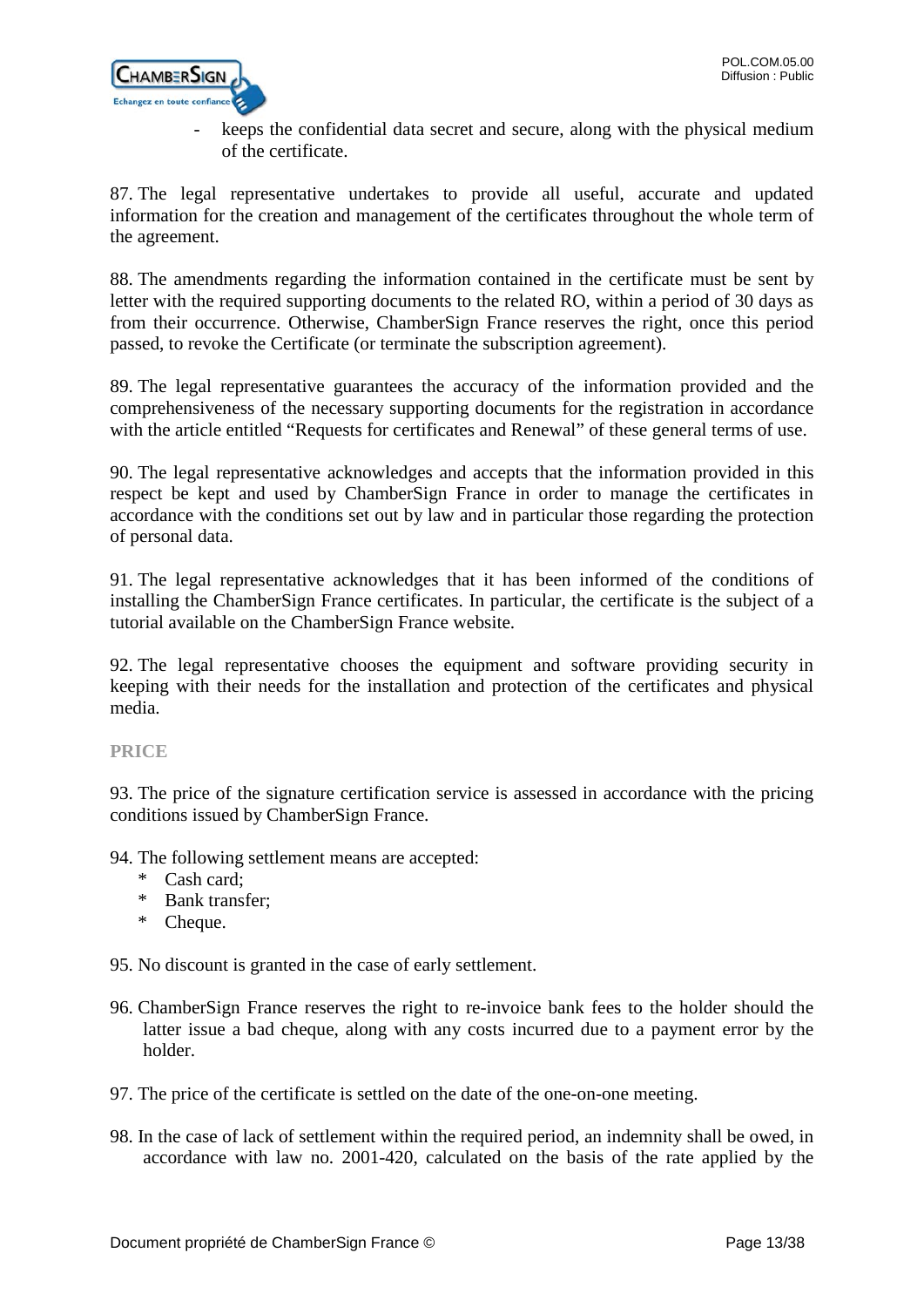- keeps the confidential data secret and secure, along with the physical medium of the certificate.

87. The legal representative undertakes to provide all useful, accurate and updated information for the creation and management of the certificates throughout the whole term of the agreement.

88. The amendments regarding the information contained in the certificate must be sent by letter with the required supporting documents to the related RO, within a period of 30 days as from their occurrence. Otherwise, ChamberSign France reserves the right, once this period passed, to revoke the Certificate (or terminate the subscription agreement).

89. The legal representative guarantees the accuracy of the information provided and the comprehensiveness of the necessary supporting documents for the registration in accordance with the article entitled “Requests for certificates and Renewal” of these general terms of use.

90. The legal representative acknowledges and accepts that the information provided in this respect be kept and used by ChamberSign France in order to manage the certificates in accordance with the conditions set out by law and in particular those regarding the protection of personal data.

91. The legal representative acknowledges that it has been informed of the conditions of installing the ChamberSign France certificates. In particular, the certificate is the subject of a tutorial available on the ChamberSign France website.

92. The legal representative chooses the equipment and software providing security in keeping with their needs for the installation and protection of the certificates and physical media.

## PRICE

93. The price of the signature certification service is assessed in accordance with the pricing conditions issued by ChamberSign France.

94. The following settlement means are accepted:
   * Cash card;
   * Bank transfer;
   * Cheque.

95. No discount is granted in the case of early settlement.

96. ChamberSign France reserves the right to re-invoice bank fees to the holder should the latter issue a bad cheque, along with any costs incurred due to a payment error by the holder.

97. The price of the certificate is settled on the date of the one-on-one meeting.

98. In the case of lack of settlement within the required period, an indemnity shall be owed, in accordance with law no. 2001-420, calculated on the basis of the rate applied by the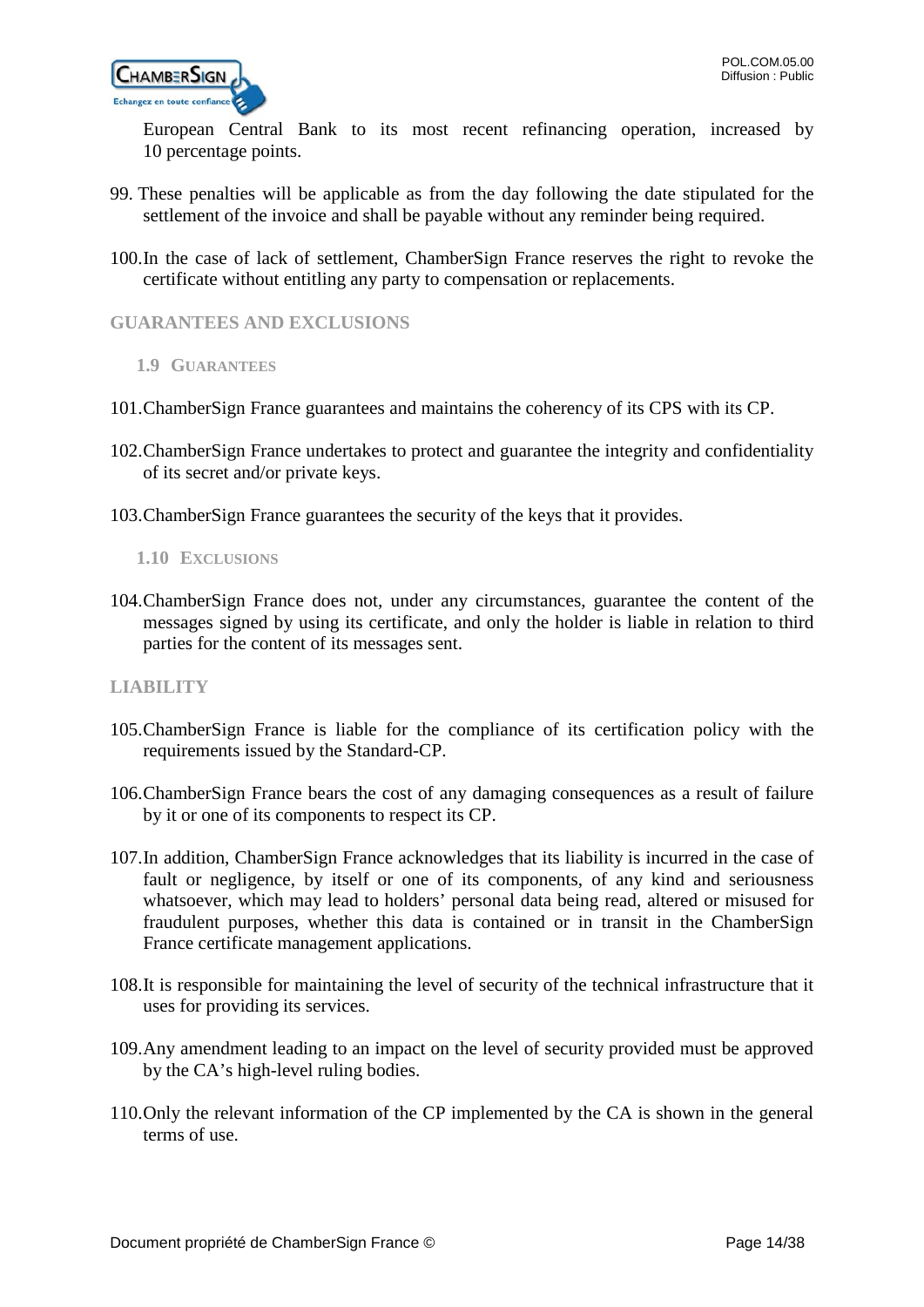European Central Bank to its most recent refinancing operation, increased by 10 percentage points.

99. These penalties will be applicable as from the day following the date stipulated for the settlement of the invoice and shall be payable without any reminder being required.

100. In the case of lack of settlement, ChamberSign France reserves the right to revoke the certificate without entitling any party to compensation or replacements.

## GUARANTEES AND EXCLUSIONS

### 1.9 GUARANTEES

101. ChamberSign France guarantees and maintains the coherency of its CPS with its CP.

102. ChamberSign France undertakes to protect and guarantee the integrity and confidentiality of its secret and/or private keys.

103. ChamberSign France guarantees the security of the keys that it provides.

### 1.10 EXCLUSIONS

104. ChamberSign France does not, under any circumstances, guarantee the content of the messages signed by using its certificate, and only the holder is liable in relation to third parties for the content of its messages sent.

## LIABILITY

105. ChamberSign France is liable for the compliance of its certification policy with the requirements issued by the Standard-CP.

106. ChamberSign France bears the cost of any damaging consequences as a result of failure by it or one of its components to respect its CP.

107. In addition, ChamberSign France acknowledges that its liability is incurred in the case of fault or negligence, by itself or one of its components, of any kind and seriousness whatsoever, which may lead to holders' personal data being read, altered or misused for fraudulent purposes, whether this data is contained or in transit in the ChamberSign France certificate management applications.

108. It is responsible for maintaining the level of security of the technical infrastructure that it uses for providing its services.

109. Any amendment leading to an impact on the level of security provided must be approved by the CA's high-level ruling bodies.

110. Only the relevant information of the CP implemented by the CA is shown in the general terms of use.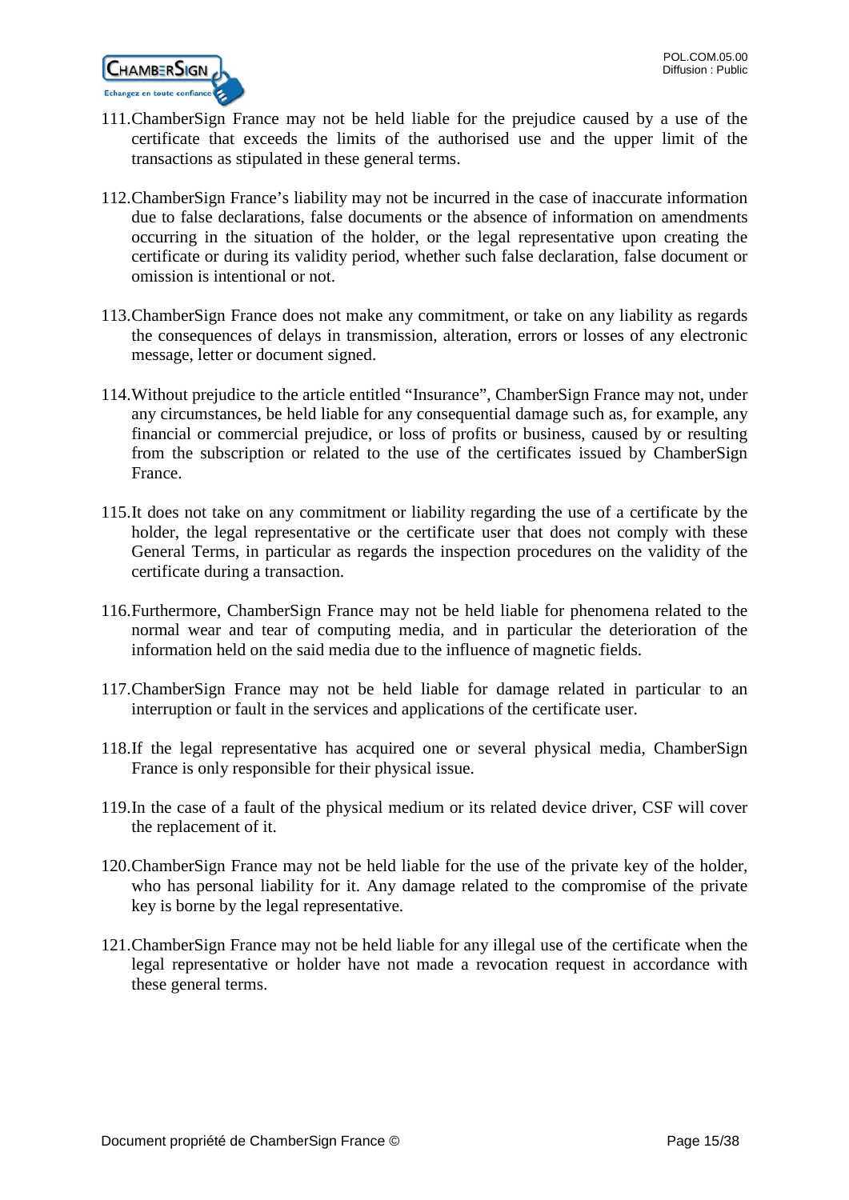111. ChamberSign France may not be held liable for the prejudice caused by a use of the certificate that exceeds the limits of the authorised use and the upper limit of the transactions as stipulated in these general terms.

112. ChamberSign France's liability may not be incurred in the case of inaccurate information due to false declarations, false documents or the absence of information on amendments occurring in the situation of the holder, or the legal representative upon creating the certificate or during its validity period, whether such false declaration, false document or omission is intentional or not.

113. ChamberSign France does not make any commitment, or take on any liability as regards the consequences of delays in transmission, alteration, errors or losses of any electronic message, letter or document signed.

114. Without prejudice to the article entitled "Insurance", ChamberSign France may not, under any circumstances, be held liable for any consequential damage such as, for example, any financial or commercial prejudice, or loss of profits or business, caused by or resulting from the subscription or related to the use of the certificates issued by ChamberSign France.

115. It does not take on any commitment or liability regarding the use of a certificate by the holder, the legal representative or the certificate user that does not comply with these General Terms, in particular as regards the inspection procedures on the validity of the certificate during a transaction.

116. Furthermore, ChamberSign France may not be held liable for phenomena related to the normal wear and tear of computing media, and in particular the deterioration of the information held on the said media due to the influence of magnetic fields.

117. ChamberSign France may not be held liable for damage related in particular to an interruption or fault in the services and applications of the certificate user.

118. If the legal representative has acquired one or several physical media, ChamberSign France is only responsible for their physical issue.

119. In the case of a fault of the physical medium or its related device driver, CSF will cover the replacement of it.

120. ChamberSign France may not be held liable for the use of the private key of the holder, who has personal liability for it. Any damage related to the compromise of the private key is borne by the legal representative.

121. ChamberSign France may not be held liable for any illegal use of the certificate when the legal representative or holder have not made a revocation request in accordance with these general terms.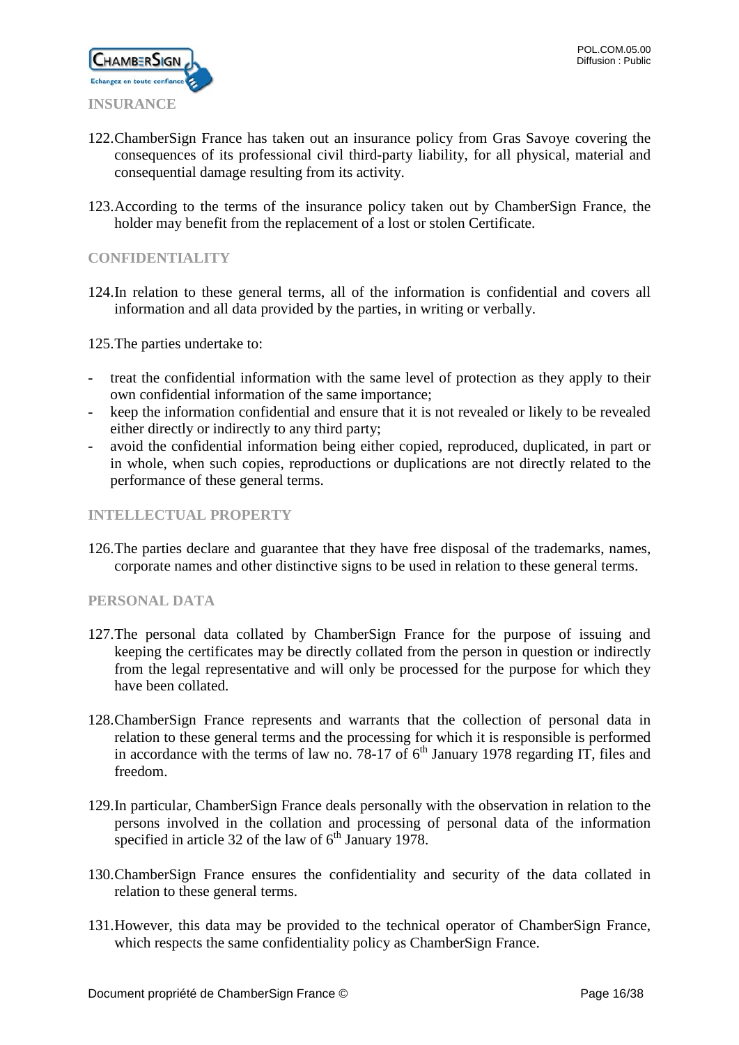## INSURANCE

122. ChamberSign France has taken out an insurance policy from Gras Savoye covering the consequences of its professional civil third-party liability, for all physical, material and consequential damage resulting from its activity.

123. According to the terms of the insurance policy taken out by ChamberSign France, the holder may benefit from the replacement of a lost or stolen Certificate.

## CONFIDENTIALITY

124. In relation to these general terms, all of the information is confidential and covers all information and all data provided by the parties, in writing or verbally.

125. The parties undertake to:

- treat the confidential information with the same level of protection as they apply to their own confidential information of the same importance;
- keep the information confidential and ensure that it is not revealed or likely to be revealed either directly or indirectly to any third party;
- avoid the confidential information being either copied, reproduced, duplicated, in part or in whole, when such copies, reproductions or duplications are not directly related to the performance of these general terms.

## INTELLECTUAL PROPERTY

126. The parties declare and guarantee that they have free disposal of the trademarks, names, corporate names and other distinctive signs to be used in relation to these general terms.

## PERSONAL DATA

127. The personal data collated by ChamberSign France for the purpose of issuing and keeping the certificates may be directly collated from the person in question or indirectly from the legal representative and will only be processed for the purpose for which they have been collated.

128. ChamberSign France represents and warrants that the collection of personal data in relation to these general terms and the processing for which it is responsible is performed in accordance with the terms of law no. 78-17 of 6th January 1978 regarding IT, files and freedom.

129. In particular, ChamberSign France deals personally with the observation in relation to the persons involved in the collation and processing of personal data of the information specified in article 32 of the law of 6th January 1978.

130. ChamberSign France ensures the confidentiality and security of the data collated in relation to these general terms.

131. However, this data may be provided to the technical operator of ChamberSign France, which respects the same confidentiality policy as ChamberSign France.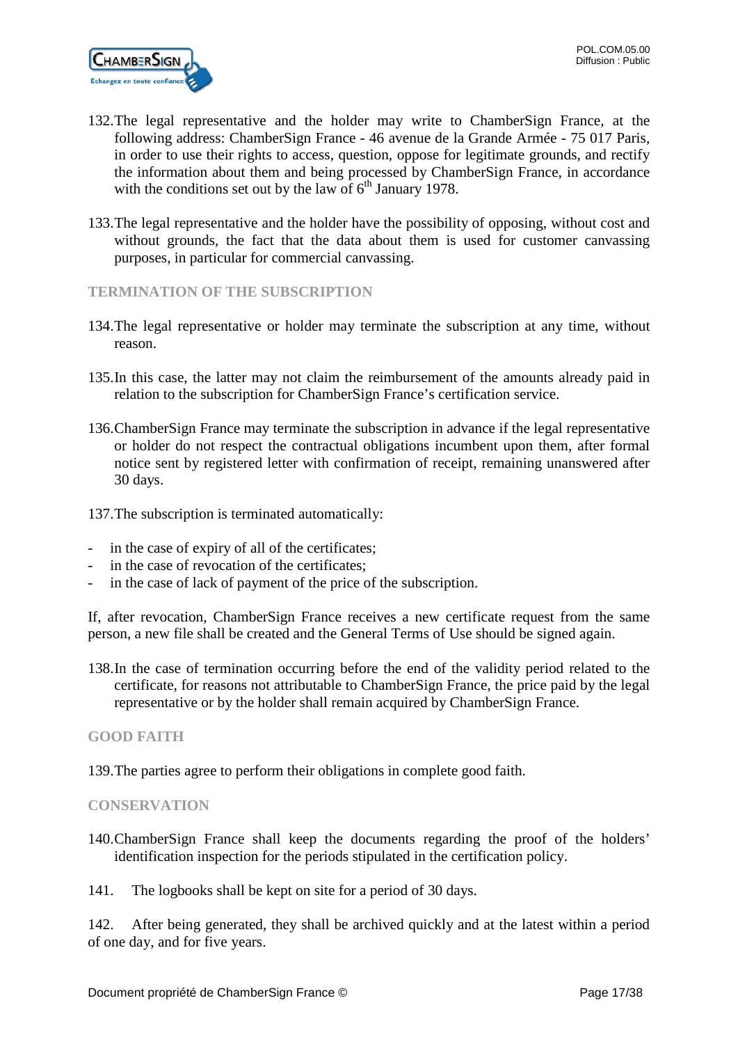132. The legal representative and the holder may write to ChamberSign France, at the following address: ChamberSign France - 46 avenue de la Grande Armée - 75 017 Paris, in order to use their rights to access, question, oppose for legitimate grounds, and rectify the information about them and being processed by ChamberSign France, in accordance with the conditions set out by the law of 6th January 1978.

133. The legal representative and the holder have the possibility of opposing, without cost and without grounds, the fact that the data about them is used for customer canvassing purposes, in particular for commercial canvassing.

### TERMINATION OF THE SUBSCRIPTION

134. The legal representative or holder may terminate the subscription at any time, without reason.

135. In this case, the latter may not claim the reimbursement of the amounts already paid in relation to the subscription for ChamberSign France's certification service.

136. ChamberSign France may terminate the subscription in advance if the legal representative or holder do not respect the contractual obligations incumbent upon them, after formal notice sent by registered letter with confirmation of receipt, remaining unanswered after 30 days.

137. The subscription is terminated automatically:

- in the case of expiry of all of the certificates;
- in the case of revocation of the certificates;
- in the case of lack of payment of the price of the subscription.

If, after revocation, ChamberSign France receives a new certificate request from the same person, a new file shall be created and the General Terms of Use should be signed again.

138. In the case of termination occurring before the end of the validity period related to the certificate, for reasons not attributable to ChamberSign France, the price paid by the legal representative or by the holder shall remain acquired by ChamberSign France.

### GOOD FAITH

139. The parties agree to perform their obligations in complete good faith.

### CONSERVATION

140. ChamberSign France shall keep the documents regarding the proof of the holders' identification inspection for the periods stipulated in the certification policy.

141. The logbooks shall be kept on site for a period of 30 days.

142. After being generated, they shall be archived quickly and at the latest within a period of one day, and for five years.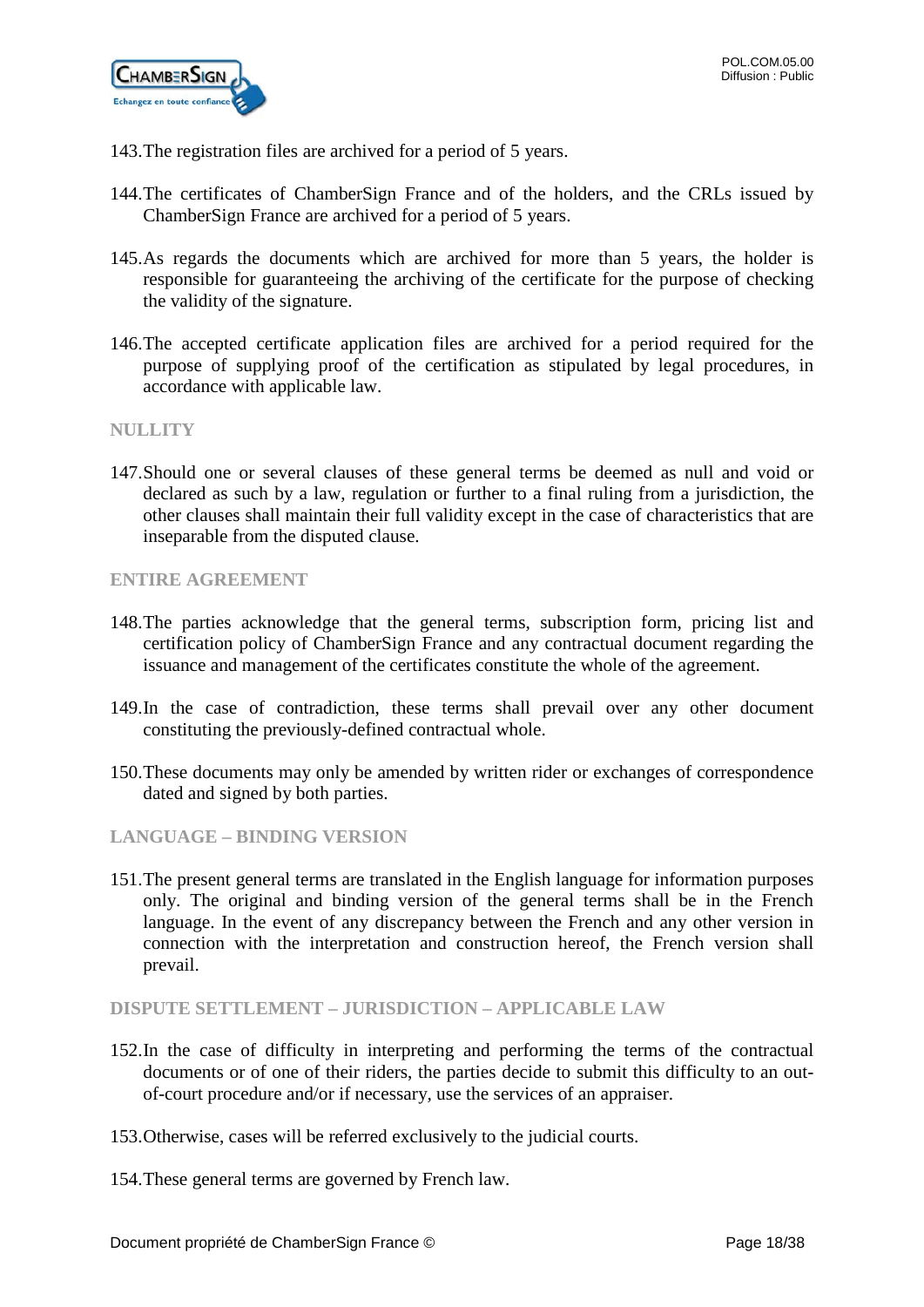143. The registration files are archived for a period of 5 years.

144. The certificates of ChamberSign France and of the holders, and the CRLs issued by ChamberSign France are archived for a period of 5 years.

145. As regards the documents which are archived for more than 5 years, the holder is responsible for guaranteeing the archiving of the certificate for the purpose of checking the validity of the signature.

146. The accepted certificate application files are archived for a period required for the purpose of supplying proof of the certification as stipulated by legal procedures, in accordance with applicable law.

### NULLITY

147. Should one or several clauses of these general terms be deemed as null and void or declared as such by a law, regulation or further to a final ruling from a jurisdiction, the other clauses shall maintain their full validity except in the case of characteristics that are inseparable from the disputed clause.

### ENTIRE AGREEMENT

148. The parties acknowledge that the general terms, subscription form, pricing list and certification policy of ChamberSign France and any contractual document regarding the issuance and management of the certificates constitute the whole of the agreement.

149. In the case of contradiction, these terms shall prevail over any other document constituting the previously-defined contractual whole.

150. These documents may only be amended by written rider or exchanges of correspondence dated and signed by both parties.

### LANGUAGE – BINDING VERSION

151. The present general terms are translated in the English language for information purposes only. The original and binding version of the general terms shall be in the French language. In the event of any discrepancy between the French and any other version in connection with the interpretation and construction hereof, the French version shall prevail.

### DISPUTE SETTLEMENT – JURISDICTION – APPLICABLE LAW

152. In the case of difficulty in interpreting and performing the terms of the contractual documents or of one of their riders, the parties decide to submit this difficulty to an out-of-court procedure and/or if necessary, use the services of an appraiser.

153. Otherwise, cases will be referred exclusively to the judicial courts.

154. These general terms are governed by French law.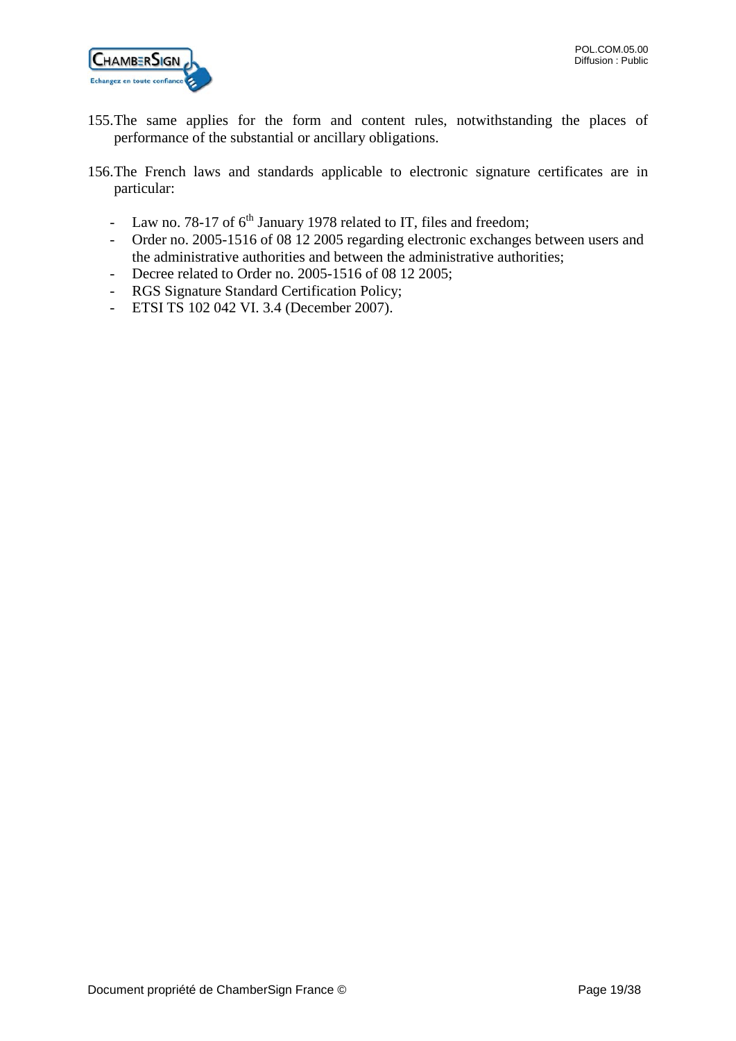155. The same applies for the form and content rules, notwithstanding the places of performance of the substantial or ancillary obligations.

156. The French laws and standards applicable to electronic signature certificates are in particular:

- Law no. 78-17 of 6th January 1978 related to IT, files and freedom;
- Order no. 2005-1516 of 08 12 2005 regarding electronic exchanges between users and the administrative authorities and between the administrative authorities;
- Decree related to Order no. 2005-1516 of 08 12 2005;
- RGS Signature Standard Certification Policy;
- ETSI TS 102 042 VI. 3.4 (December 2007).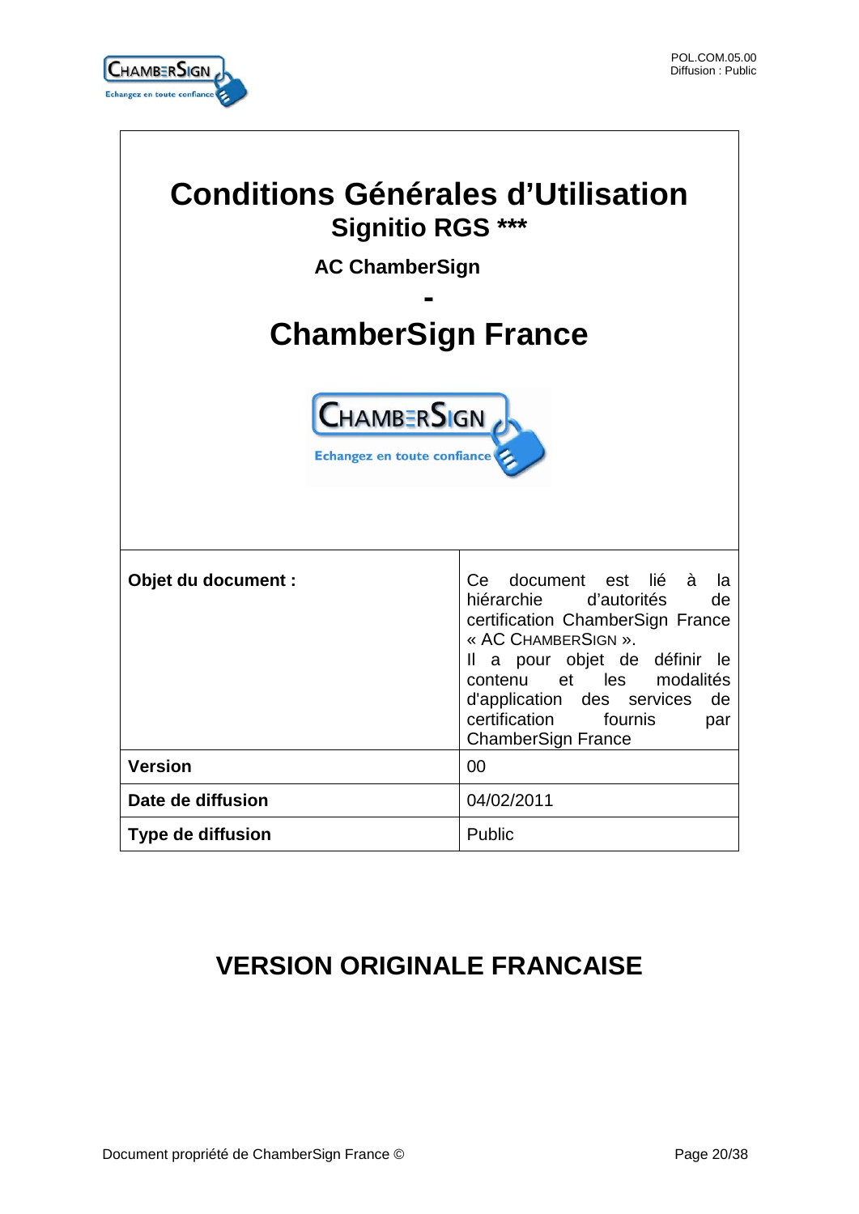# Conditions Générales d'Utilisation

## Signitio RGS ***

**AC ChamberSign**

**-**

# ChamberSign France

| **Objet du document :** | Ce document est lié à la hiérarchie d'autorités de certification ChamberSign France « AC CHAMBERSIGN ». Il a pour objet de définir le contenu et les modalités d'application des services de certification fournis par ChamberSign France |
|---|---|
| **Version** | 00 |
| **Date de diffusion** | 04/02/2011 |
| **Type de diffusion** | Public |

## VERSION ORIGINALE FRANCAISE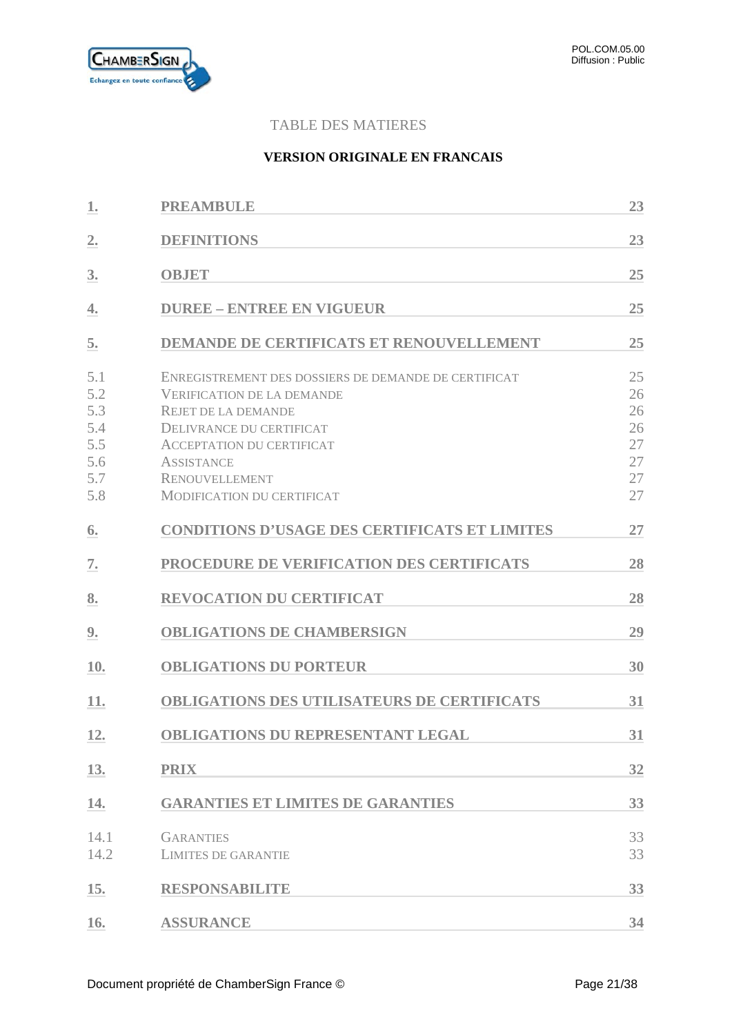TABLE DES MATIERES

**VERSION ORIGINALE EN FRANCAIS**

| | | |
|---|---|---|
| **1.** | **PREAMBULE** | **23** |
| **2.** | **DEFINITIONS** | **23** |
| **3.** | **OBJET** | **25** |
| **4.** | **DUREE – ENTREE EN VIGUEUR** | **25** |
| **5.** | **DEMANDE DE CERTIFICATS ET RENOUVELLEMENT** | **25** |
| 5.1 | ENREGISTREMENT DES DOSSIERS DE DEMANDE DE CERTIFICAT | 25 |
| 5.2 | VERIFICATION DE LA DEMANDE | 26 |
| 5.3 | REJET DE LA DEMANDE | 26 |
| 5.4 | DELIVRANCE DU CERTIFICAT | 26 |
| 5.5 | ACCEPTATION DU CERTIFICAT | 27 |
| 5.6 | ASSISTANCE | 27 |
| 5.7 | RENOUVELLEMENT | 27 |
| 5.8 | MODIFICATION DU CERTIFICAT | 27 |
| **6.** | **CONDITIONS D'USAGE DES CERTIFICATS ET LIMITES** | **27** |
| **7.** | **PROCEDURE DE VERIFICATION DES CERTIFICATS** | **28** |
| **8.** | **REVOCATION DU CERTIFICAT** | **28** |
| **9.** | **OBLIGATIONS DE CHAMBERSIGN** | **29** |
| **10.** | **OBLIGATIONS DU PORTEUR** | **30** |
| **11.** | **OBLIGATIONS DES UTILISATEURS DE CERTIFICATS** | **31** |
| **12.** | **OBLIGATIONS DU REPRESENTANT LEGAL** | **31** |
| **13.** | **PRIX** | **32** |
| **14.** | **GARANTIES ET LIMITES DE GARANTIES** | **33** |
| 14.1 | GARANTIES | 33 |
| 14.2 | LIMITES DE GARANTIE | 33 |
| **15.** | **RESPONSABILITE** | **33** |
| **16.** | **ASSURANCE** | **34** |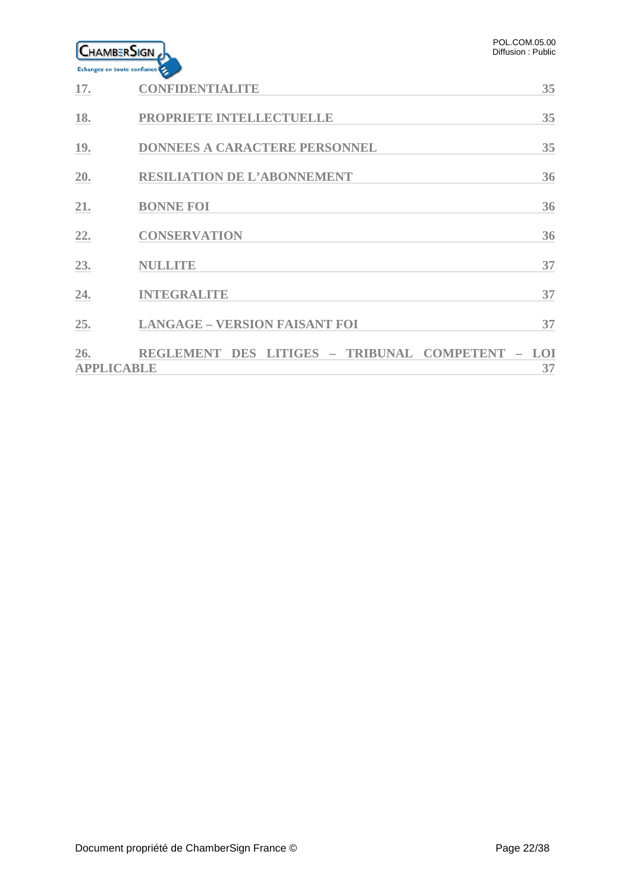17. CONFIDENTIALITE 35

18. PROPRIETE INTELLECTUELLE 35

19. DONNEES A CARACTERE PERSONNEL 35

20. RESILIATION DE L'ABONNEMENT 36

21. BONNE FOI 36

22. CONSERVATION 36

23. NULLITE 37

24. INTEGRALITE 37

25. LANGAGE – VERSION FAISANT FOI 37

26. REGLEMENT DES LITIGES – TRIBUNAL COMPETENT – LOI APPLICABLE 37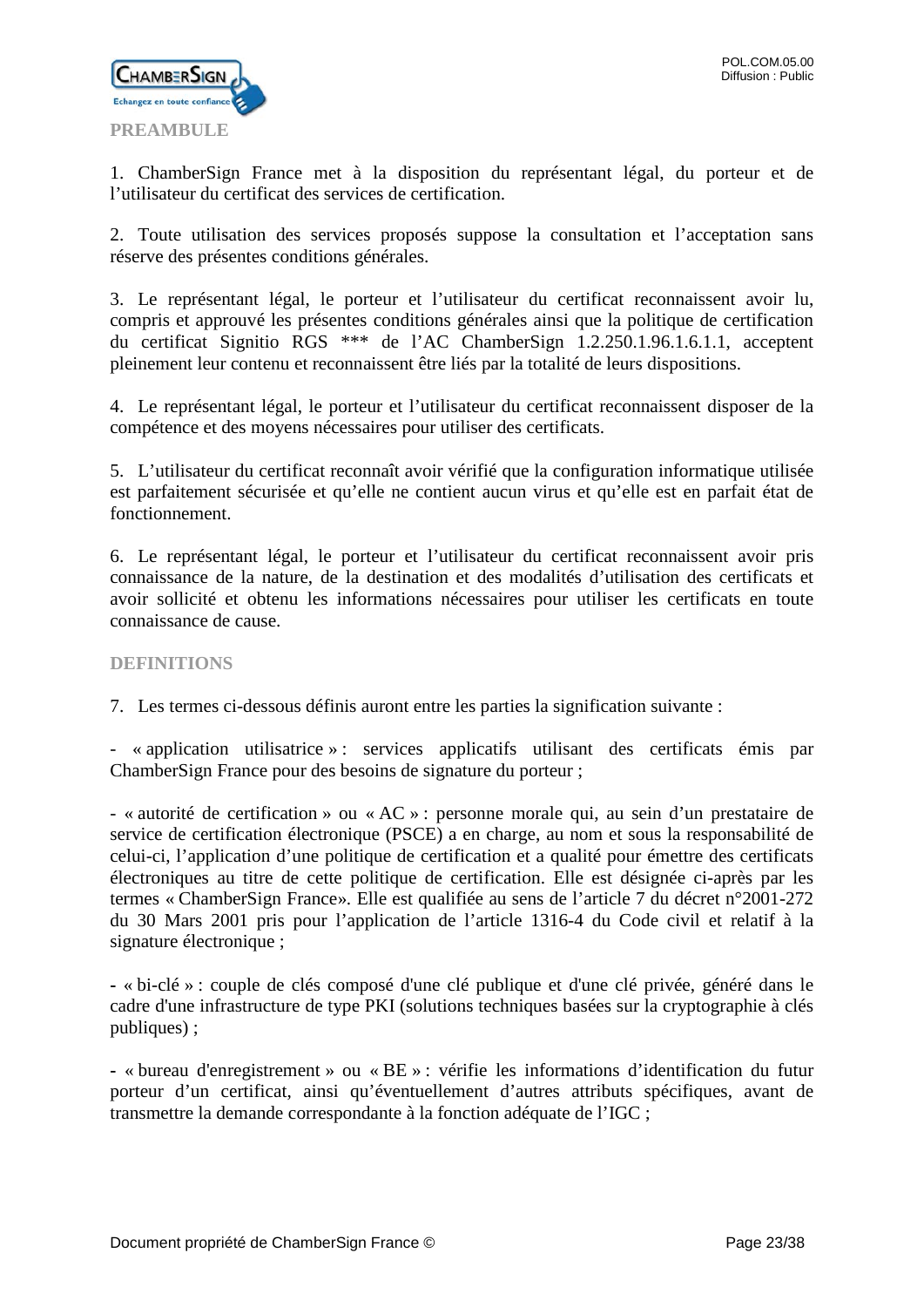## PREAMBULE

1. ChamberSign France met à la disposition du représentant légal, du porteur et de l'utilisateur du certificat des services de certification.

2. Toute utilisation des services proposés suppose la consultation et l'acceptation sans réserve des présentes conditions générales.

3. Le représentant légal, le porteur et l'utilisateur du certificat reconnaissent avoir lu, compris et approuvé les présentes conditions générales ainsi que la politique de certification du certificat Signitio RGS *** de l'AC ChamberSign 1.2.250.1.96.1.6.1.1, acceptent pleinement leur contenu et reconnaissent être liés par la totalité de leurs dispositions.

4. Le représentant légal, le porteur et l'utilisateur du certificat reconnaissent disposer de la compétence et des moyens nécessaires pour utiliser des certificats.

5. L'utilisateur du certificat reconnaît avoir vérifié que la configuration informatique utilisée est parfaitement sécurisée et qu'elle ne contient aucun virus et qu'elle est en parfait état de fonctionnement.

6. Le représentant légal, le porteur et l'utilisateur du certificat reconnaissent avoir pris connaissance de la nature, de la destination et des modalités d'utilisation des certificats et avoir sollicité et obtenu les informations nécessaires pour utiliser les certificats en toute connaissance de cause.

## DEFINITIONS

7. Les termes ci-dessous définis auront entre les parties la signification suivante :

- « application utilisatrice » : services applicatifs utilisant des certificats émis par ChamberSign France pour des besoins de signature du porteur ;

- « autorité de certification » ou « AC » : personne morale qui, au sein d'un prestataire de service de certification électronique (PSCE) a en charge, au nom et sous la responsabilité de celui-ci, l'application d'une politique de certification et a qualité pour émettre des certificats électroniques au titre de cette politique de certification. Elle est désignée ci-après par les termes « ChamberSign France». Elle est qualifiée au sens de l'article 7 du décret n°2001-272 du 30 Mars 2001 pris pour l'application de l'article 1316-4 du Code civil et relatif à la signature électronique ;

- « bi-clé » : couple de clés composé d'une clé publique et d'une clé privée, généré dans le cadre d'une infrastructure de type PKI (solutions techniques basées sur la cryptographie à clés publiques) ;

- « bureau d'enregistrement » ou « BE » : vérifie les informations d'identification du futur porteur d'un certificat, ainsi qu'éventuellement d'autres attributs spécifiques, avant de transmettre la demande correspondante à la fonction adéquate de l'IGC ;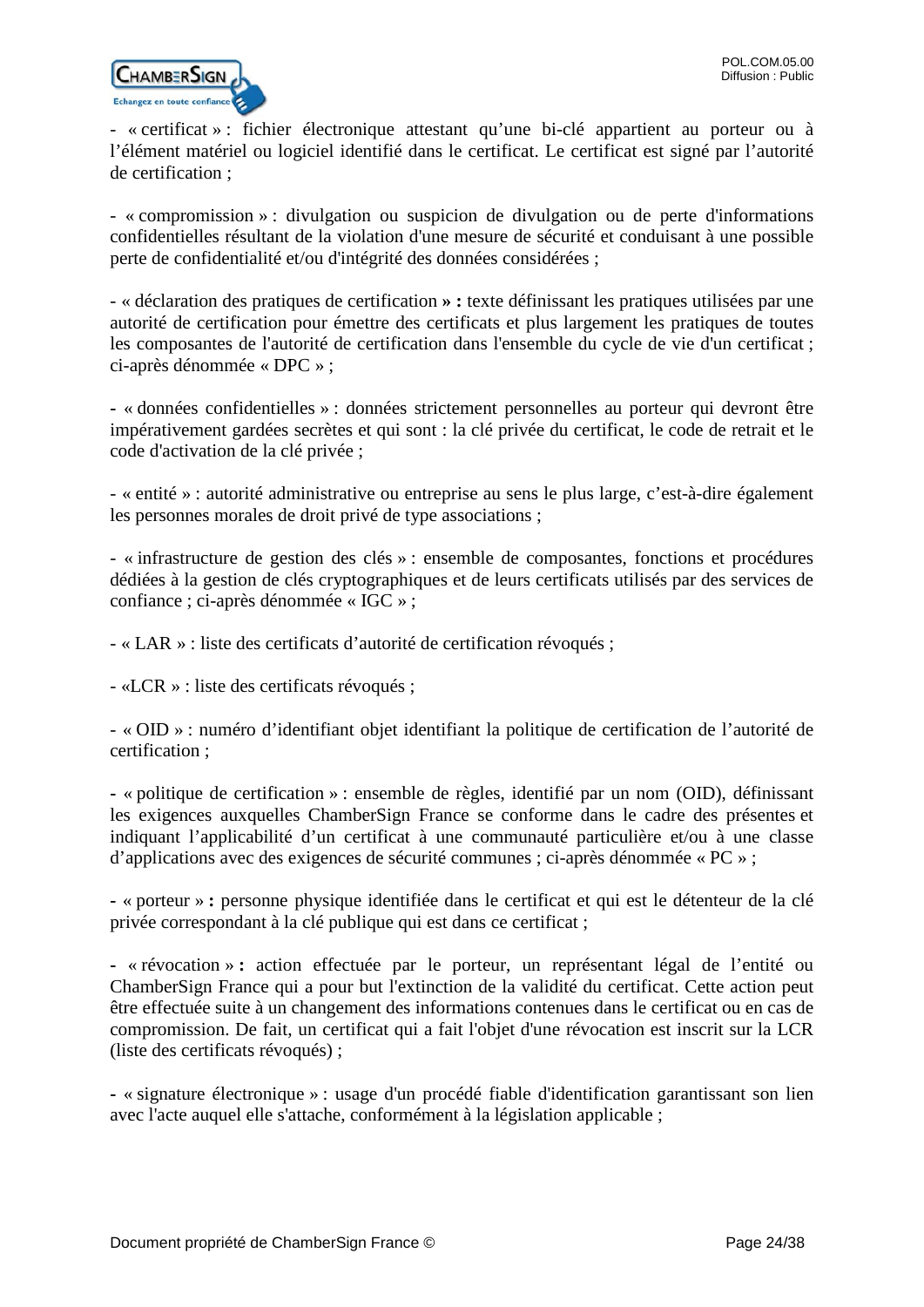- « certificat » : fichier électronique attestant qu'une bi-clé appartient au porteur ou à l'élément matériel ou logiciel identifié dans le certificat. Le certificat est signé par l'autorité de certification ;

- « compromission » : divulgation ou suspicion de divulgation ou de perte d'informations confidentielles résultant de la violation d'une mesure de sécurité et conduisant à une possible perte de confidentialité et/ou d'intégrité des données considérées ;

- « déclaration des pratiques de certification **» :** texte définissant les pratiques utilisées par une autorité de certification pour émettre des certificats et plus largement les pratiques de toutes les composantes de l'autorité de certification dans l'ensemble du cycle de vie d'un certificat ; ci-après dénommée « DPC » ;

- « données confidentielles » : données strictement personnelles au porteur qui devront être impérativement gardées secrètes et qui sont : la clé privée du certificat, le code de retrait et le code d'activation de la clé privée ;

- « entité » : autorité administrative ou entreprise au sens le plus large, c'est-à-dire également les personnes morales de droit privé de type associations ;

- « infrastructure de gestion des clés » : ensemble de composantes, fonctions et procédures dédiées à la gestion de clés cryptographiques et de leurs certificats utilisés par des services de confiance ; ci-après dénommée « IGC » ;

- « LAR » : liste des certificats d'autorité de certification révoqués ;

- «LCR » : liste des certificats révoqués ;

- « OID » : numéro d'identifiant objet identifiant la politique de certification de l'autorité de certification ;

- « politique de certification » : ensemble de règles, identifié par un nom (OID), définissant les exigences auxquelles ChamberSign France se conforme dans le cadre des présentes et indiquant l'applicabilité d'un certificat à une communauté particulière et/ou à une classe d'applications avec des exigences de sécurité communes ; ci-après dénommée « PC » ;

- « porteur » **:** personne physique identifiée dans le certificat et qui est le détenteur de la clé privée correspondant à la clé publique qui est dans ce certificat ;

- « révocation » **:** action effectuée par le porteur, un représentant légal de l'entité ou ChamberSign France qui a pour but l'extinction de la validité du certificat. Cette action peut être effectuée suite à un changement des informations contenues dans le certificat ou en cas de compromission. De fait, un certificat qui a fait l'objet d'une révocation est inscrit sur la LCR (liste des certificats révoqués) ;

- « signature électronique » : usage d'un procédé fiable d'identification garantissant son lien avec l'acte auquel elle s'attache, conformément à la législation applicable ;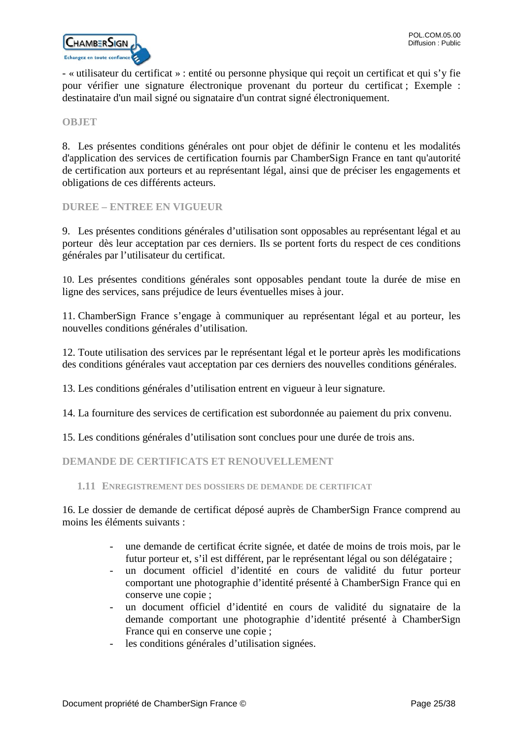- « utilisateur du certificat » : entité ou personne physique qui reçoit un certificat et qui s'y fie pour vérifier une signature électronique provenant du porteur du certificat ; Exemple : destinataire d'un mail signé ou signataire d'un contrat signé électroniquement.

## OBJET

8. Les présentes conditions générales ont pour objet de définir le contenu et les modalités d'application des services de certification fournis par ChamberSign France en tant qu'autorité de certification aux porteurs et au représentant légal, ainsi que de préciser les engagements et obligations de ces différents acteurs.

## DUREE – ENTREE EN VIGUEUR

9. Les présentes conditions générales d'utilisation sont opposables au représentant légal et au porteur dès leur acceptation par ces derniers. Ils se portent forts du respect de ces conditions générales par l'utilisateur du certificat.

10. Les présentes conditions générales sont opposables pendant toute la durée de mise en ligne des services, sans préjudice de leurs éventuelles mises à jour.

11. ChamberSign France s'engage à communiquer au représentant légal et au porteur, les nouvelles conditions générales d'utilisation.

12. Toute utilisation des services par le représentant légal et le porteur après les modifications des conditions générales vaut acceptation par ces derniers des nouvelles conditions générales.

13. Les conditions générales d'utilisation entrent en vigueur à leur signature.

14. La fourniture des services de certification est subordonnée au paiement du prix convenu.

15. Les conditions générales d'utilisation sont conclues pour une durée de trois ans.

## DEMANDE DE CERTIFICATS ET RENOUVELLEMENT

### 1.11 Enregistrement des dossiers de demande de certificat

16. Le dossier de demande de certificat déposé auprès de ChamberSign France comprend au moins les éléments suivants :

- une demande de certificat écrite signée, et datée de moins de trois mois, par le futur porteur et, s'il est différent, par le représentant légal ou son délégataire ;
- un document officiel d'identité en cours de validité du futur porteur comportant une photographie d'identité présenté à ChamberSign France qui en conserve une copie ;
- un document officiel d'identité en cours de validité du signataire de la demande comportant une photographie d'identité présenté à ChamberSign France qui en conserve une copie ;
- les conditions générales d'utilisation signées.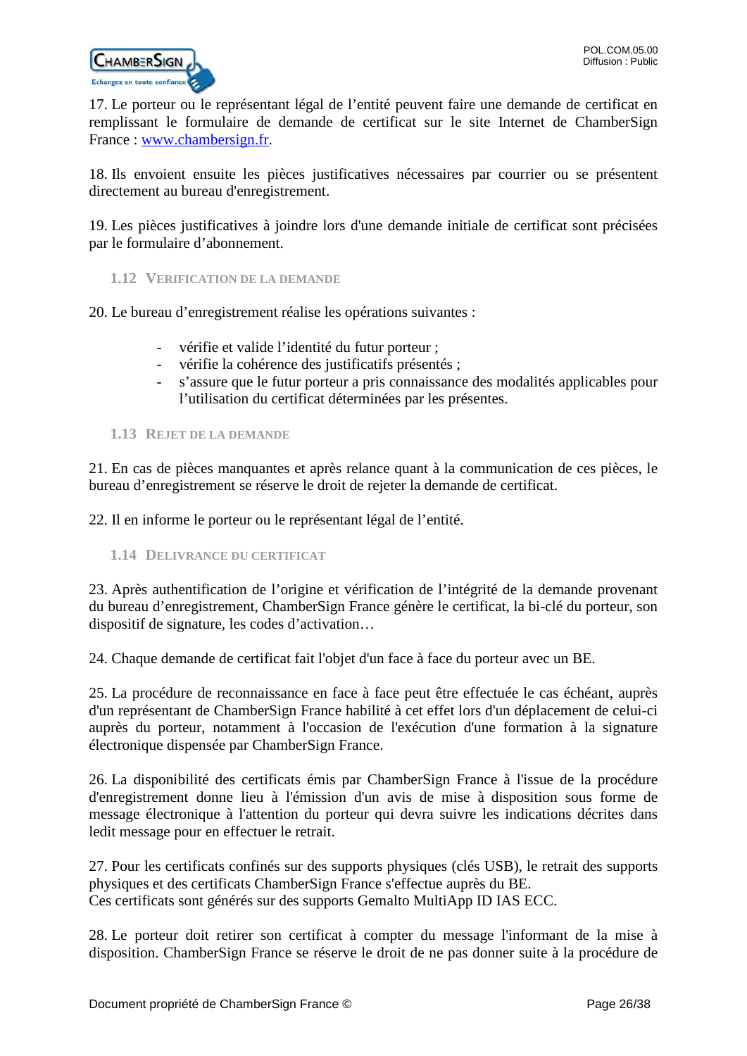17. Le porteur ou le représentant légal de l'entité peuvent faire une demande de certificat en remplissant le formulaire de demande de certificat sur le site Internet de ChamberSign France : www.chambersign.fr.

18. Ils envoient ensuite les pièces justificatives nécessaires par courrier ou se présentent directement au bureau d'enregistrement.

19. Les pièces justificatives à joindre lors d'une demande initiale de certificat sont précisées par le formulaire d'abonnement.

### 1.12 VERIFICATION DE LA DEMANDE

20. Le bureau d'enregistrement réalise les opérations suivantes :

- vérifie et valide l'identité du futur porteur ;
- vérifie la cohérence des justificatifs présentés ;
- s'assure que le futur porteur a pris connaissance des modalités applicables pour l'utilisation du certificat déterminées par les présentes.

### 1.13 REJET DE LA DEMANDE

21. En cas de pièces manquantes et après relance quant à la communication de ces pièces, le bureau d'enregistrement se réserve le droit de rejeter la demande de certificat.

22. Il en informe le porteur ou le représentant légal de l'entité.

### 1.14 DELIVRANCE DU CERTIFICAT

23. Après authentification de l'origine et vérification de l'intégrité de la demande provenant du bureau d'enregistrement, ChamberSign France génère le certificat, la bi-clé du porteur, son dispositif de signature, les codes d'activation…

24. Chaque demande de certificat fait l'objet d'un face à face du porteur avec un BE.

25. La procédure de reconnaissance en face à face peut être effectuée le cas échéant, auprès d'un représentant de ChamberSign France habilité à cet effet lors d'un déplacement de celui-ci auprès du porteur, notamment à l'occasion de l'exécution d'une formation à la signature électronique dispensée par ChamberSign France.

26. La disponibilité des certificats émis par ChamberSign France à l'issue de la procédure d'enregistrement donne lieu à l'émission d'un avis de mise à disposition sous forme de message électronique à l'attention du porteur qui devra suivre les indications décrites dans ledit message pour en effectuer le retrait.

27. Pour les certificats confinés sur des supports physiques (clés USB), le retrait des supports physiques et des certificats ChamberSign France s'effectue auprès du BE.
Ces certificats sont générés sur des supports Gemalto MultiApp ID IAS ECC.

28. Le porteur doit retirer son certificat à compter du message l'informant de la mise à disposition. ChamberSign France se réserve le droit de ne pas donner suite à la procédure de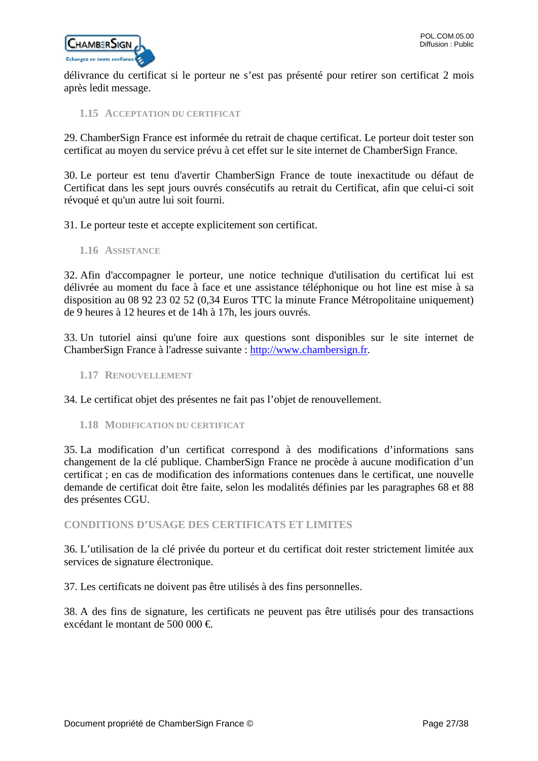délivrance du certificat si le porteur ne s'est pas présenté pour retirer son certificat 2 mois après ledit message.

### 1.15 Acceptation du certificat

29. ChamberSign France est informée du retrait de chaque certificat. Le porteur doit tester son certificat au moyen du service prévu à cet effet sur le site internet de ChamberSign France.

30. Le porteur est tenu d'avertir ChamberSign France de toute inexactitude ou défaut de Certificat dans les sept jours ouvrés consécutifs au retrait du Certificat, afin que celui-ci soit révoqué et qu'un autre lui soit fourni.

31. Le porteur teste et accepte explicitement son certificat.

### 1.16 Assistance

32. Afin d'accompagner le porteur, une notice technique d'utilisation du certificat lui est délivrée au moment du face à face et une assistance téléphonique ou hot line est mise à sa disposition au 08 92 23 02 52 (0,34 Euros TTC la minute France Métropolitaine uniquement) de 9 heures à 12 heures et de 14h à 17h, les jours ouvrés.

33. Un tutoriel ainsi qu'une foire aux questions sont disponibles sur le site internet de ChamberSign France à l'adresse suivante : [http://www.chambersign.fr](http://www.chambersign.fr).

### 1.17 Renouvellement

34. Le certificat objet des présentes ne fait pas l'objet de renouvellement.

### 1.18 Modification du certificat

35. La modification d'un certificat correspond à des modifications d'informations sans changement de la clé publique. ChamberSign France ne procède à aucune modification d'un certificat ; en cas de modification des informations contenues dans le certificat, une nouvelle demande de certificat doit être faite, selon les modalités définies par les paragraphes 68 et 88 des présentes CGU.

## Conditions d'usage des certificats et limites

36. L'utilisation de la clé privée du porteur et du certificat doit rester strictement limitée aux services de signature électronique.

37. Les certificats ne doivent pas être utilisés à des fins personnelles.

38. A des fins de signature, les certificats ne peuvent pas être utilisés pour des transactions excédant le montant de 500 000 €.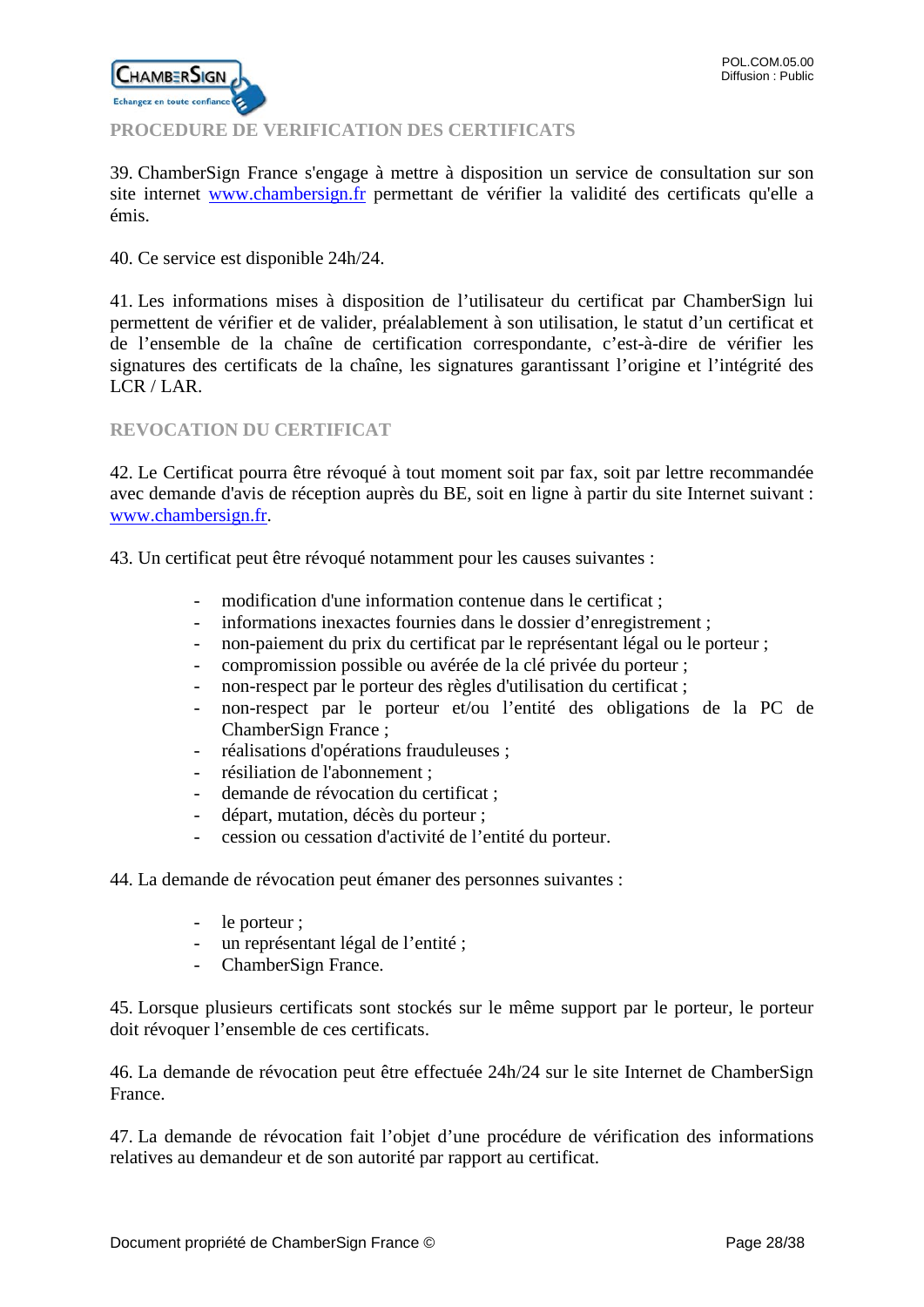## PROCEDURE DE VERIFICATION DES CERTIFICATS

39. ChamberSign France s'engage à mettre à disposition un service de consultation sur son site internet www.chambersign.fr permettant de vérifier la validité des certificats qu'elle a émis.

40. Ce service est disponible 24h/24.

41. Les informations mises à disposition de l'utilisateur du certificat par ChamberSign lui permettent de vérifier et de valider, préalablement à son utilisation, le statut d'un certificat et de l'ensemble de la chaîne de certification correspondante, c'est-à-dire de vérifier les signatures des certificats de la chaîne, les signatures garantissant l'origine et l'intégrité des LCR / LAR.

## REVOCATION DU CERTIFICAT

42. Le Certificat pourra être révoqué à tout moment soit par fax, soit par lettre recommandée avec demande d'avis de réception auprès du BE, soit en ligne à partir du site Internet suivant : www.chambersign.fr.

43. Un certificat peut être révoqué notamment pour les causes suivantes :

- modification d'une information contenue dans le certificat ;
- informations inexactes fournies dans le dossier d'enregistrement ;
- non-paiement du prix du certificat par le représentant légal ou le porteur ;
- compromission possible ou avérée de la clé privée du porteur ;
- non-respect par le porteur des règles d'utilisation du certificat ;
- non-respect par le porteur et/ou l'entité des obligations de la PC de ChamberSign France ;
- réalisations d'opérations frauduleuses ;
- résiliation de l'abonnement ;
- demande de révocation du certificat ;
- départ, mutation, décès du porteur ;
- cession ou cessation d'activité de l'entité du porteur.

44. La demande de révocation peut émaner des personnes suivantes :

- le porteur ;
- un représentant légal de l'entité ;
- ChamberSign France.

45. Lorsque plusieurs certificats sont stockés sur le même support par le porteur, le porteur doit révoquer l'ensemble de ces certificats.

46. La demande de révocation peut être effectuée 24h/24 sur le site Internet de ChamberSign France.

47. La demande de révocation fait l'objet d'une procédure de vérification des informations relatives au demandeur et de son autorité par rapport au certificat.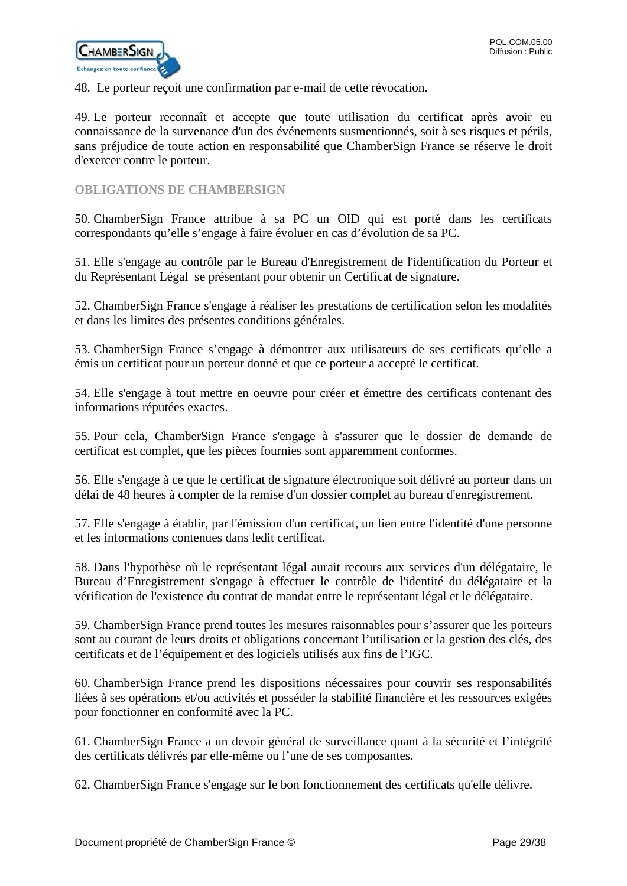48. Le porteur reçoit une confirmation par e-mail de cette révocation.

49. Le porteur reconnaît et accepte que toute utilisation du certificat après avoir eu connaissance de la survenance d'un des événements susmentionnés, soit à ses risques et périls, sans préjudice de toute action en responsabilité que ChamberSign France se réserve le droit d'exercer contre le porteur.

## OBLIGATIONS DE CHAMBERSIGN

50. ChamberSign France attribue à sa PC un OID qui est porté dans les certificats correspondants qu'elle s'engage à faire évoluer en cas d'évolution de sa PC.

51. Elle s'engage au contrôle par le Bureau d'Enregistrement de l'identification du Porteur et du Représentant Légal se présentant pour obtenir un Certificat de signature.

52. ChamberSign France s'engage à réaliser les prestations de certification selon les modalités et dans les limites des présentes conditions générales.

53. ChamberSign France s'engage à démontrer aux utilisateurs de ses certificats qu'elle a émis un certificat pour un porteur donné et que ce porteur a accepté le certificat.

54. Elle s'engage à tout mettre en oeuvre pour créer et émettre des certificats contenant des informations réputées exactes.

55. Pour cela, ChamberSign France s'engage à s'assurer que le dossier de demande de certificat est complet, que les pièces fournies sont apparemment conformes.

56. Elle s'engage à ce que le certificat de signature électronique soit délivré au porteur dans un délai de 48 heures à compter de la remise d'un dossier complet au bureau d'enregistrement.

57. Elle s'engage à établir, par l'émission d'un certificat, un lien entre l'identité d'une personne et les informations contenues dans ledit certificat.

58. Dans l'hypothèse où le représentant légal aurait recours aux services d'un délégataire, le Bureau d'Enregistrement s'engage à effectuer le contrôle de l'identité du délégataire et la vérification de l'existence du contrat de mandat entre le représentant légal et le délégataire.

59. ChamberSign France prend toutes les mesures raisonnables pour s'assurer que les porteurs sont au courant de leurs droits et obligations concernant l'utilisation et la gestion des clés, des certificats et de l'équipement et des logiciels utilisés aux fins de l'IGC.

60. ChamberSign France prend les dispositions nécessaires pour couvrir ses responsabilités liées à ses opérations et/ou activités et posséder la stabilité financière et les ressources exigées pour fonctionner en conformité avec la PC.

61. ChamberSign France a un devoir général de surveillance quant à la sécurité et l'intégrité des certificats délivrés par elle-même ou l'une de ses composantes.

62. ChamberSign France s'engage sur le bon fonctionnement des certificats qu'elle délivre.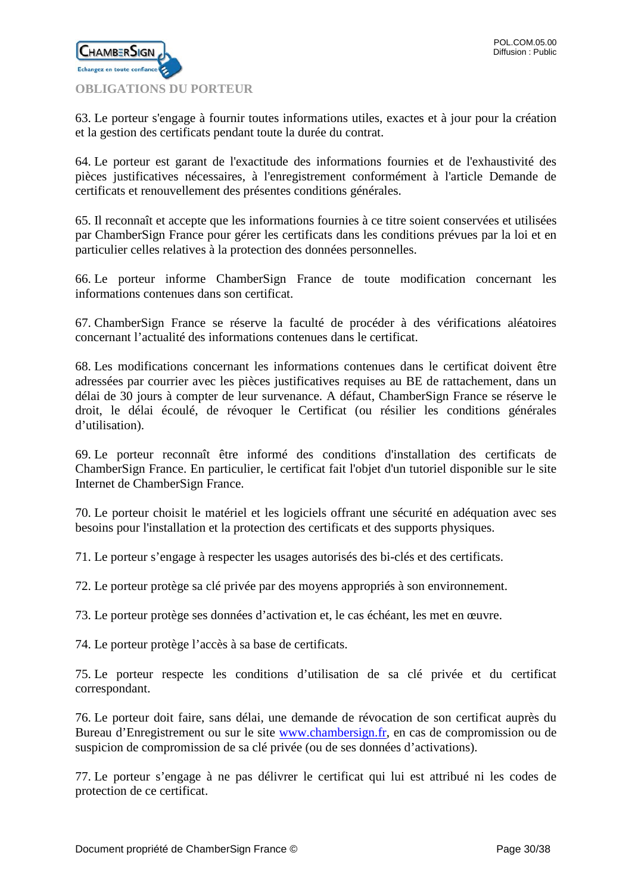## OBLIGATIONS DU PORTEUR

63. Le porteur s'engage à fournir toutes informations utiles, exactes et à jour pour la création et la gestion des certificats pendant toute la durée du contrat.

64. Le porteur est garant de l'exactitude des informations fournies et de l'exhaustivité des pièces justificatives nécessaires, à l'enregistrement conformément à l'article Demande de certificats et renouvellement des présentes conditions générales.

65. Il reconnaît et accepte que les informations fournies à ce titre soient conservées et utilisées par ChamberSign France pour gérer les certificats dans les conditions prévues par la loi et en particulier celles relatives à la protection des données personnelles.

66. Le porteur informe ChamberSign France de toute modification concernant les informations contenues dans son certificat.

67. ChamberSign France se réserve la faculté de procéder à des vérifications aléatoires concernant l'actualité des informations contenues dans le certificat.

68. Les modifications concernant les informations contenues dans le certificat doivent être adressées par courrier avec les pièces justificatives requises au BE de rattachement, dans un délai de 30 jours à compter de leur survenance. A défaut, ChamberSign France se réserve le droit, le délai écoulé, de révoquer le Certificat (ou résilier les conditions générales d'utilisation).

69. Le porteur reconnaît être informé des conditions d'installation des certificats de ChamberSign France. En particulier, le certificat fait l'objet d'un tutoriel disponible sur le site Internet de ChamberSign France.

70. Le porteur choisit le matériel et les logiciels offrant une sécurité en adéquation avec ses besoins pour l'installation et la protection des certificats et des supports physiques.

71. Le porteur s'engage à respecter les usages autorisés des bi-clés et des certificats.

72. Le porteur protège sa clé privée par des moyens appropriés à son environnement.

73. Le porteur protège ses données d'activation et, le cas échéant, les met en œuvre.

74. Le porteur protège l'accès à sa base de certificats.

75. Le porteur respecte les conditions d'utilisation de sa clé privée et du certificat correspondant.

76. Le porteur doit faire, sans délai, une demande de révocation de son certificat auprès du Bureau d'Enregistrement ou sur le site www.chambersign.fr, en cas de compromission ou de suspicion de compromission de sa clé privée (ou de ses données d'activations).

77. Le porteur s'engage à ne pas délivrer le certificat qui lui est attribué ni les codes de protection de ce certificat.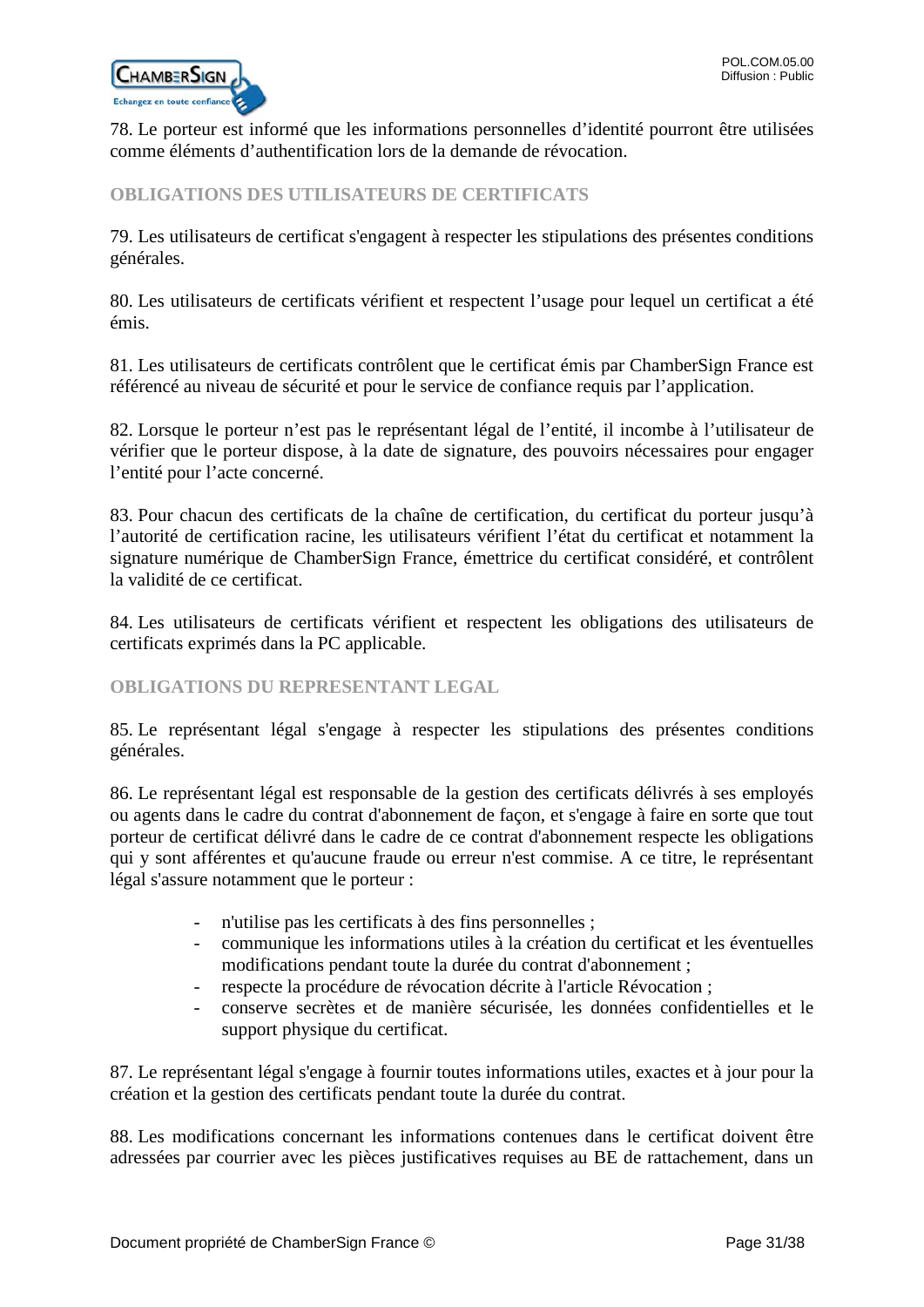78. Le porteur est informé que les informations personnelles d'identité pourront être utilisées comme éléments d'authentification lors de la demande de révocation.

### OBLIGATIONS DES UTILISATEURS DE CERTIFICATS

79. Les utilisateurs de certificat s'engagent à respecter les stipulations des présentes conditions générales.

80. Les utilisateurs de certificats vérifient et respectent l'usage pour lequel un certificat a été émis.

81. Les utilisateurs de certificats contrôlent que le certificat émis par ChamberSign France est référencé au niveau de sécurité et pour le service de confiance requis par l'application.

82. Lorsque le porteur n'est pas le représentant légal de l'entité, il incombe à l'utilisateur de vérifier que le porteur dispose, à la date de signature, des pouvoirs nécessaires pour engager l'entité pour l'acte concerné.

83. Pour chacun des certificats de la chaîne de certification, du certificat du porteur jusqu'à l'autorité de certification racine, les utilisateurs vérifient l'état du certificat et notamment la signature numérique de ChamberSign France, émettrice du certificat considéré, et contrôlent la validité de ce certificat.

84. Les utilisateurs de certificats vérifient et respectent les obligations des utilisateurs de certificats exprimés dans la PC applicable.

### OBLIGATIONS DU REPRESENTANT LEGAL

85. Le représentant légal s'engage à respecter les stipulations des présentes conditions générales.

86. Le représentant légal est responsable de la gestion des certificats délivrés à ses employés ou agents dans le cadre du contrat d'abonnement de façon, et s'engage à faire en sorte que tout porteur de certificat délivré dans le cadre de ce contrat d'abonnement respecte les obligations qui y sont afférentes et qu'aucune fraude ou erreur n'est commise. A ce titre, le représentant légal s'assure notamment que le porteur :

- n'utilise pas les certificats à des fins personnelles ;
- communique les informations utiles à la création du certificat et les éventuelles modifications pendant toute la durée du contrat d'abonnement ;
- respecte la procédure de révocation décrite à l'article Révocation ;
- conserve secrètes et de manière sécurisée, les données confidentielles et le support physique du certificat.

87. Le représentant légal s'engage à fournir toutes informations utiles, exactes et à jour pour la création et la gestion des certificats pendant toute la durée du contrat.

88. Les modifications concernant les informations contenues dans le certificat doivent être adressées par courrier avec les pièces justificatives requises au BE de rattachement, dans un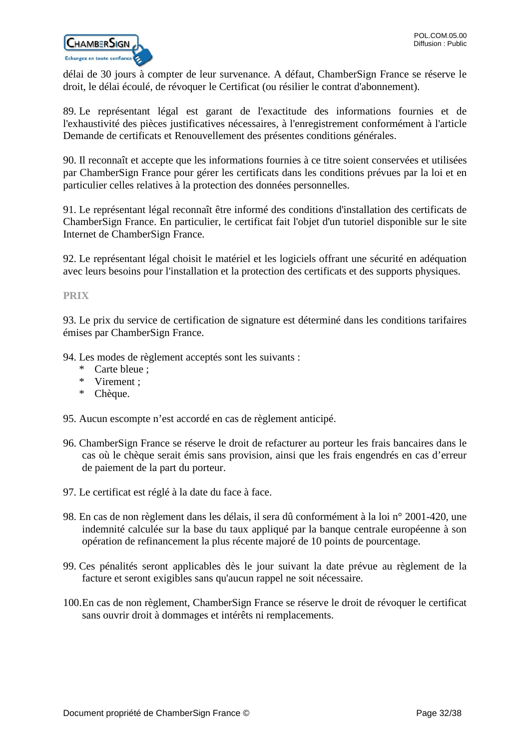délai de 30 jours à compter de leur survenance. A défaut, ChamberSign France se réserve le droit, le délai écoulé, de révoquer le Certificat (ou résilier le contrat d'abonnement).

89. Le représentant légal est garant de l'exactitude des informations fournies et de l'exhaustivité des pièces justificatives nécessaires, à l'enregistrement conformément à l'article Demande de certificats et Renouvellement des présentes conditions générales.

90. Il reconnaît et accepte que les informations fournies à ce titre soient conservées et utilisées par ChamberSign France pour gérer les certificats dans les conditions prévues par la loi et en particulier celles relatives à la protection des données personnelles.

91. Le représentant légal reconnaît être informé des conditions d'installation des certificats de ChamberSign France. En particulier, le certificat fait l'objet d'un tutoriel disponible sur le site Internet de ChamberSign France.

92. Le représentant légal choisit le matériel et les logiciels offrant une sécurité en adéquation avec leurs besoins pour l'installation et la protection des certificats et des supports physiques.

**PRIX**

93. Le prix du service de certification de signature est déterminé dans les conditions tarifaires émises par ChamberSign France.

94. Les modes de règlement acceptés sont les suivants :

* Carte bleue ;
* Virement ;
* Chèque.

95. Aucun escompte n'est accordé en cas de règlement anticipé.

96. ChamberSign France se réserve le droit de refacturer au porteur les frais bancaires dans le cas où le chèque serait émis sans provision, ainsi que les frais engendrés en cas d'erreur de paiement de la part du porteur.

97. Le certificat est réglé à la date du face à face.

98. En cas de non règlement dans les délais, il sera dû conformément à la loi n° 2001-420, une indemnité calculée sur la base du taux appliqué par la banque centrale européenne à son opération de refinancement la plus récente majoré de 10 points de pourcentage.

99. Ces pénalités seront applicables dès le jour suivant la date prévue au règlement de la facture et seront exigibles sans qu'aucun rappel ne soit nécessaire.

100. En cas de non règlement, ChamberSign France se réserve le droit de révoquer le certificat sans ouvrir droit à dommages et intérêts ni remplacements.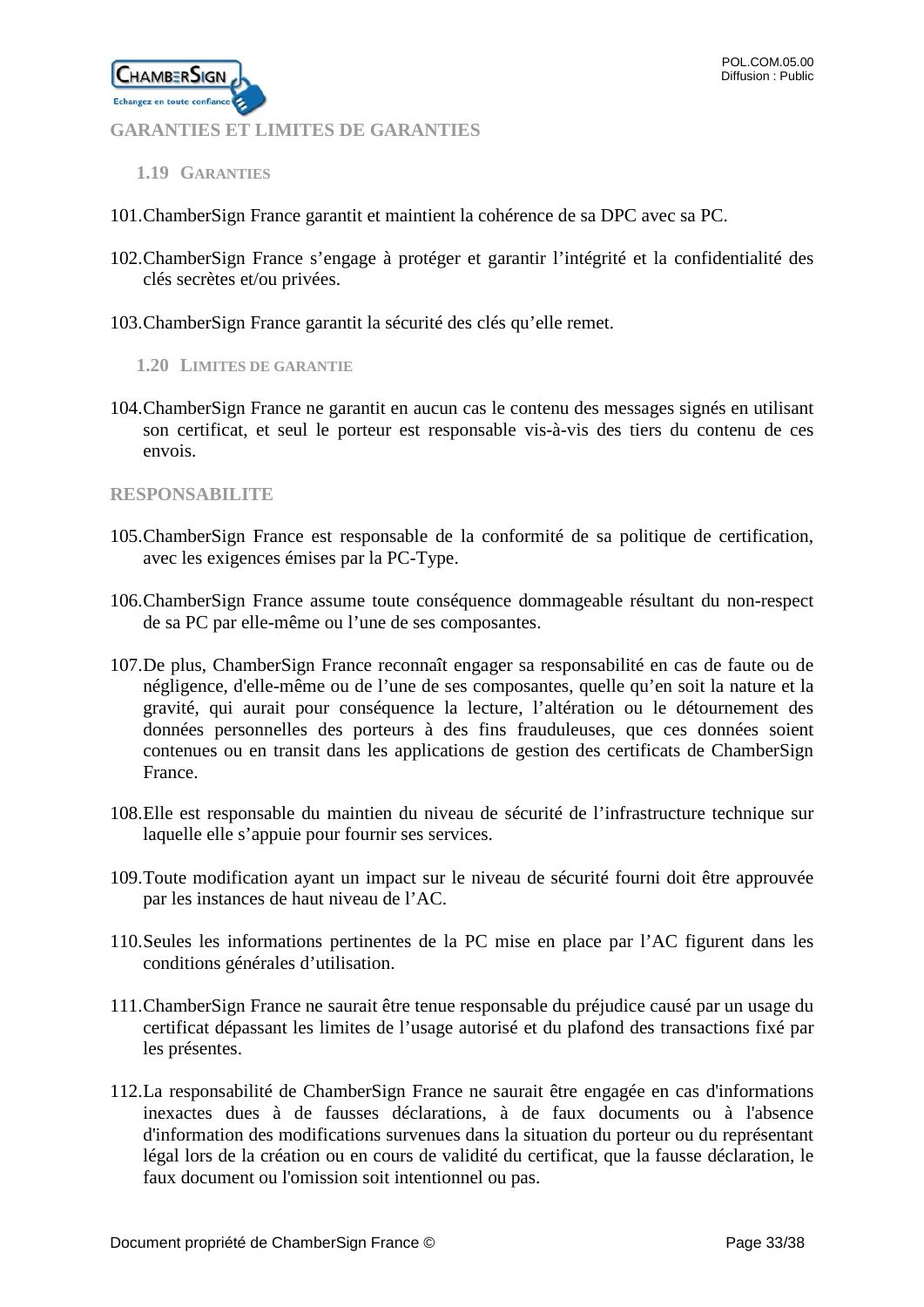## GARANTIES ET LIMITES DE GARANTIES

### 1.19 Garanties

101. ChamberSign France garantit et maintient la cohérence de sa DPC avec sa PC.

102. ChamberSign France s'engage à protéger et garantir l'intégrité et la confidentialité des clés secrètes et/ou privées.

103. ChamberSign France garantit la sécurité des clés qu'elle remet.

### 1.20 Limites de garantie

104. ChamberSign France ne garantit en aucun cas le contenu des messages signés en utilisant son certificat, et seul le porteur est responsable vis-à-vis des tiers du contenu de ces envois.

## RESPONSABILITE

105. ChamberSign France est responsable de la conformité de sa politique de certification, avec les exigences émises par la PC-Type.

106. ChamberSign France assume toute conséquence dommageable résultant du non-respect de sa PC par elle-même ou l'une de ses composantes.

107. De plus, ChamberSign France reconnaît engager sa responsabilité en cas de faute ou de négligence, d'elle-même ou de l'une de ses composantes, quelle qu'en soit la nature et la gravité, qui aurait pour conséquence la lecture, l'altération ou le détournement des données personnelles des porteurs à des fins frauduleuses, que ces données soient contenues ou en transit dans les applications de gestion des certificats de ChamberSign France.

108. Elle est responsable du maintien du niveau de sécurité de l'infrastructure technique sur laquelle elle s'appuie pour fournir ses services.

109. Toute modification ayant un impact sur le niveau de sécurité fourni doit être approuvée par les instances de haut niveau de l'AC.

110. Seules les informations pertinentes de la PC mise en place par l'AC figurent dans les conditions générales d'utilisation.

111. ChamberSign France ne saurait être tenue responsable du préjudice causé par un usage du certificat dépassant les limites de l'usage autorisé et du plafond des transactions fixé par les présentes.

112. La responsabilité de ChamberSign France ne saurait être engagée en cas d'informations inexactes dues à de fausses déclarations, à de faux documents ou à l'absence d'information des modifications survenues dans la situation du porteur ou du représentant légal lors de la création ou en cours de validité du certificat, que la fausse déclaration, le faux document ou l'omission soit intentionnel ou pas.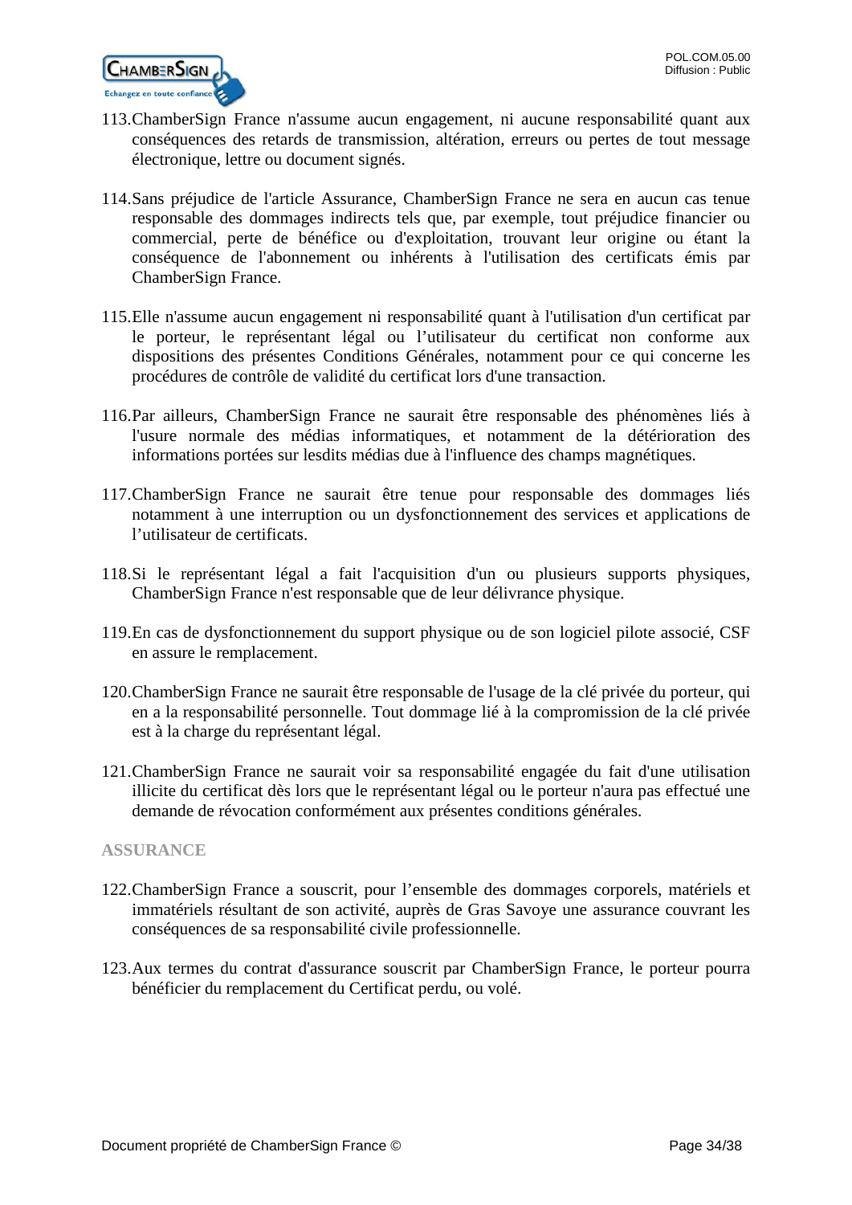113. ChamberSign France n'assume aucun engagement, ni aucune responsabilité quant aux conséquences des retards de transmission, altération, erreurs ou pertes de tout message électronique, lettre ou document signés.

114. Sans préjudice de l'article Assurance, ChamberSign France ne sera en aucun cas tenue responsable des dommages indirects tels que, par exemple, tout préjudice financier ou commercial, perte de bénéfice ou d'exploitation, trouvant leur origine ou étant la conséquence de l'abonnement ou inhérents à l'utilisation des certificats émis par ChamberSign France.

115. Elle n'assume aucun engagement ni responsabilité quant à l'utilisation d'un certificat par le porteur, le représentant légal ou l'utilisateur du certificat non conforme aux dispositions des présentes Conditions Générales, notamment pour ce qui concerne les procédures de contrôle de validité du certificat lors d'une transaction.

116. Par ailleurs, ChamberSign France ne saurait être responsable des phénomènes liés à l'usure normale des médias informatiques, et notamment de la détérioration des informations portées sur lesdits médias due à l'influence des champs magnétiques.

117. ChamberSign France ne saurait être tenue pour responsable des dommages liés notamment à une interruption ou un dysfonctionnement des services et applications de l'utilisateur de certificats.

118. Si le représentant légal a fait l'acquisition d'un ou plusieurs supports physiques, ChamberSign France n'est responsable que de leur délivrance physique.

119. En cas de dysfonctionnement du support physique ou de son logiciel pilote associé, CSF en assure le remplacement.

120. ChamberSign France ne saurait être responsable de l'usage de la clé privée du porteur, qui en a la responsabilité personnelle. Tout dommage lié à la compromission de la clé privée est à la charge du représentant légal.

121. ChamberSign France ne saurait voir sa responsabilité engagée du fait d'une utilisation illicite du certificat dès lors que le représentant légal ou le porteur n'aura pas effectué une demande de révocation conformément aux présentes conditions générales.

## ASSURANCE

122. ChamberSign France a souscrit, pour l'ensemble des dommages corporels, matériels et immatériels résultant de son activité, auprès de Gras Savoye une assurance couvrant les conséquences de sa responsabilité civile professionnelle.

123. Aux termes du contrat d'assurance souscrit par ChamberSign France, le porteur pourra bénéficier du remplacement du Certificat perdu, ou volé.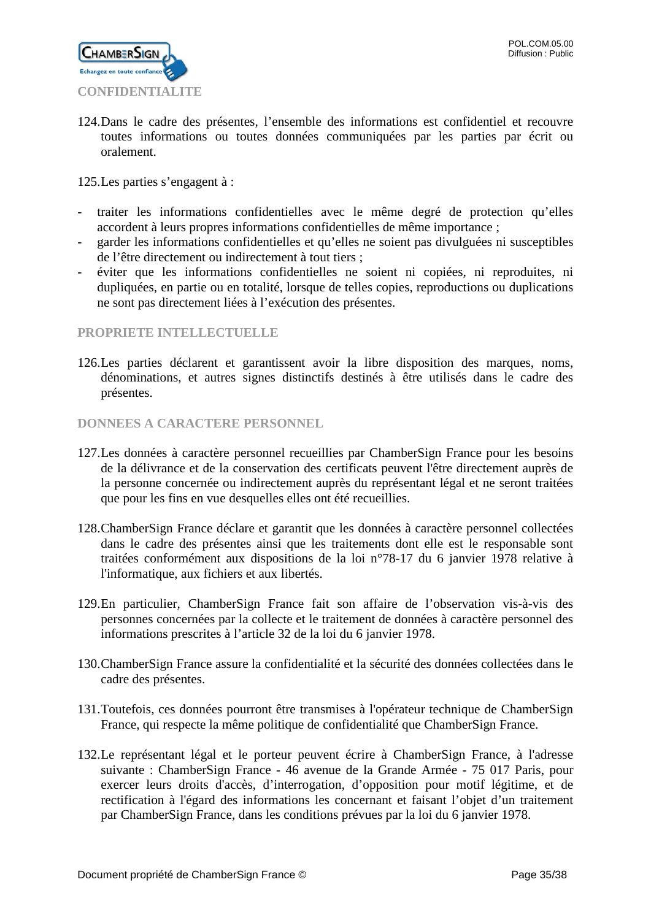## CONFIDENTIALITE

124. Dans le cadre des présentes, l'ensemble des informations est confidentiel et recouvre toutes informations ou toutes données communiquées par les parties par écrit ou oralement.

125. Les parties s'engagent à :

- traiter les informations confidentielles avec le même degré de protection qu'elles accordent à leurs propres informations confidentielles de même importance ;
- garder les informations confidentielles et qu'elles ne soient pas divulguées ni susceptibles de l'être directement ou indirectement à tout tiers ;
- éviter que les informations confidentielles ne soient ni copiées, ni reproduites, ni dupliquées, en partie ou en totalité, lorsque de telles copies, reproductions ou duplications ne sont pas directement liées à l'exécution des présentes.

## PROPRIETE INTELLECTUELLE

126. Les parties déclarent et garantissent avoir la libre disposition des marques, noms, dénominations, et autres signes distinctifs destinés à être utilisés dans le cadre des présentes.

## DONNEES A CARACTERE PERSONNEL

127. Les données à caractère personnel recueillies par ChamberSign France pour les besoins de la délivrance et de la conservation des certificats peuvent l'être directement auprès de la personne concernée ou indirectement auprès du représentant légal et ne seront traitées que pour les fins en vue desquelles elles ont été recueillies.

128. ChamberSign France déclare et garantit que les données à caractère personnel collectées dans le cadre des présentes ainsi que les traitements dont elle est le responsable sont traitées conformément aux dispositions de la loi n°78-17 du 6 janvier 1978 relative à l'informatique, aux fichiers et aux libertés.

129. En particulier, ChamberSign France fait son affaire de l'observation vis-à-vis des personnes concernées par la collecte et le traitement de données à caractère personnel des informations prescrites à l'article 32 de la loi du 6 janvier 1978.

130. ChamberSign France assure la confidentialité et la sécurité des données collectées dans le cadre des présentes.

131. Toutefois, ces données pourront être transmises à l'opérateur technique de ChamberSign France, qui respecte la même politique de confidentialité que ChamberSign France.

132. Le représentant légal et le porteur peuvent écrire à ChamberSign France, à l'adresse suivante : ChamberSign France - 46 avenue de la Grande Armée - 75 017 Paris, pour exercer leurs droits d'accès, d'interrogation, d'opposition pour motif légitime, et de rectification à l'égard des informations les concernant et faisant l'objet d'un traitement par ChamberSign France, dans les conditions prévues par la loi du 6 janvier 1978.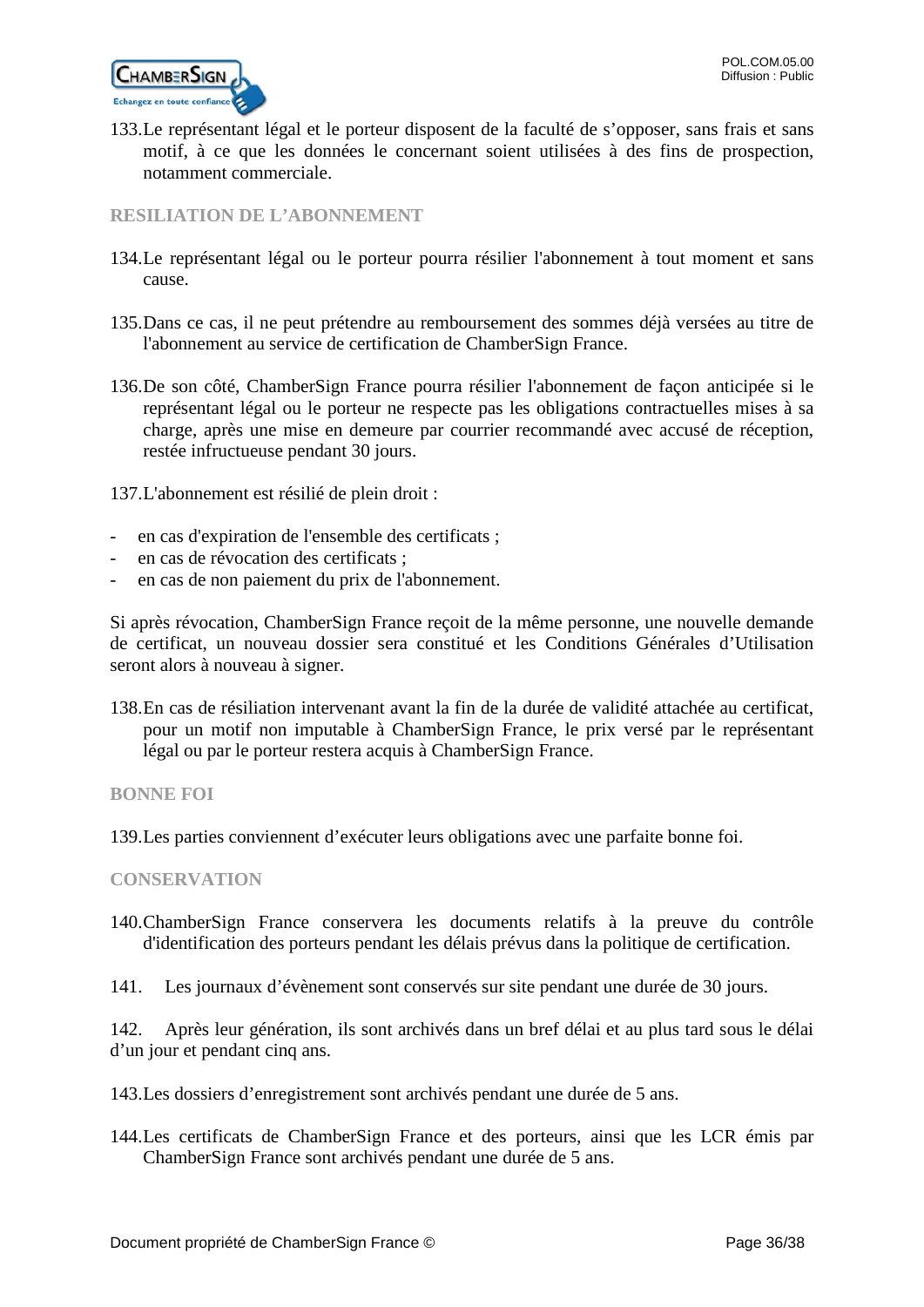133. Le représentant légal et le porteur disposent de la faculté de s'opposer, sans frais et sans motif, à ce que les données le concernant soient utilisées à des fins de prospection, notamment commerciale.

## RESILIATION DE L'ABONNEMENT

134. Le représentant légal ou le porteur pourra résilier l'abonnement à tout moment et sans cause.

135. Dans ce cas, il ne peut prétendre au remboursement des sommes déjà versées au titre de l'abonnement au service de certification de ChamberSign France.

136. De son côté, ChamberSign France pourra résilier l'abonnement de façon anticipée si le représentant légal ou le porteur ne respecte pas les obligations contractuelles mises à sa charge, après une mise en demeure par courrier recommandé avec accusé de réception, restée infructueuse pendant 30 jours.

137. L'abonnement est résilié de plein droit :

- en cas d'expiration de l'ensemble des certificats ;
- en cas de révocation des certificats ;
- en cas de non paiement du prix de l'abonnement.

Si après révocation, ChamberSign France reçoit de la même personne, une nouvelle demande de certificat, un nouveau dossier sera constitué et les Conditions Générales d'Utilisation seront alors à nouveau à signer.

138. En cas de résiliation intervenant avant la fin de la durée de validité attachée au certificat, pour un motif non imputable à ChamberSign France, le prix versé par le représentant légal ou par le porteur restera acquis à ChamberSign France.

## BONNE FOI

139. Les parties conviennent d'exécuter leurs obligations avec une parfaite bonne foi.

## CONSERVATION

140. ChamberSign France conservera les documents relatifs à la preuve du contrôle d'identification des porteurs pendant les délais prévus dans la politique de certification.

141. Les journaux d'évènement sont conservés sur site pendant une durée de 30 jours.

142. Après leur génération, ils sont archivés dans un bref délai et au plus tard sous le délai d'un jour et pendant cinq ans.

143. Les dossiers d'enregistrement sont archivés pendant une durée de 5 ans.

144. Les certificats de ChamberSign France et des porteurs, ainsi que les LCR émis par ChamberSign France sont archivés pendant une durée de 5 ans.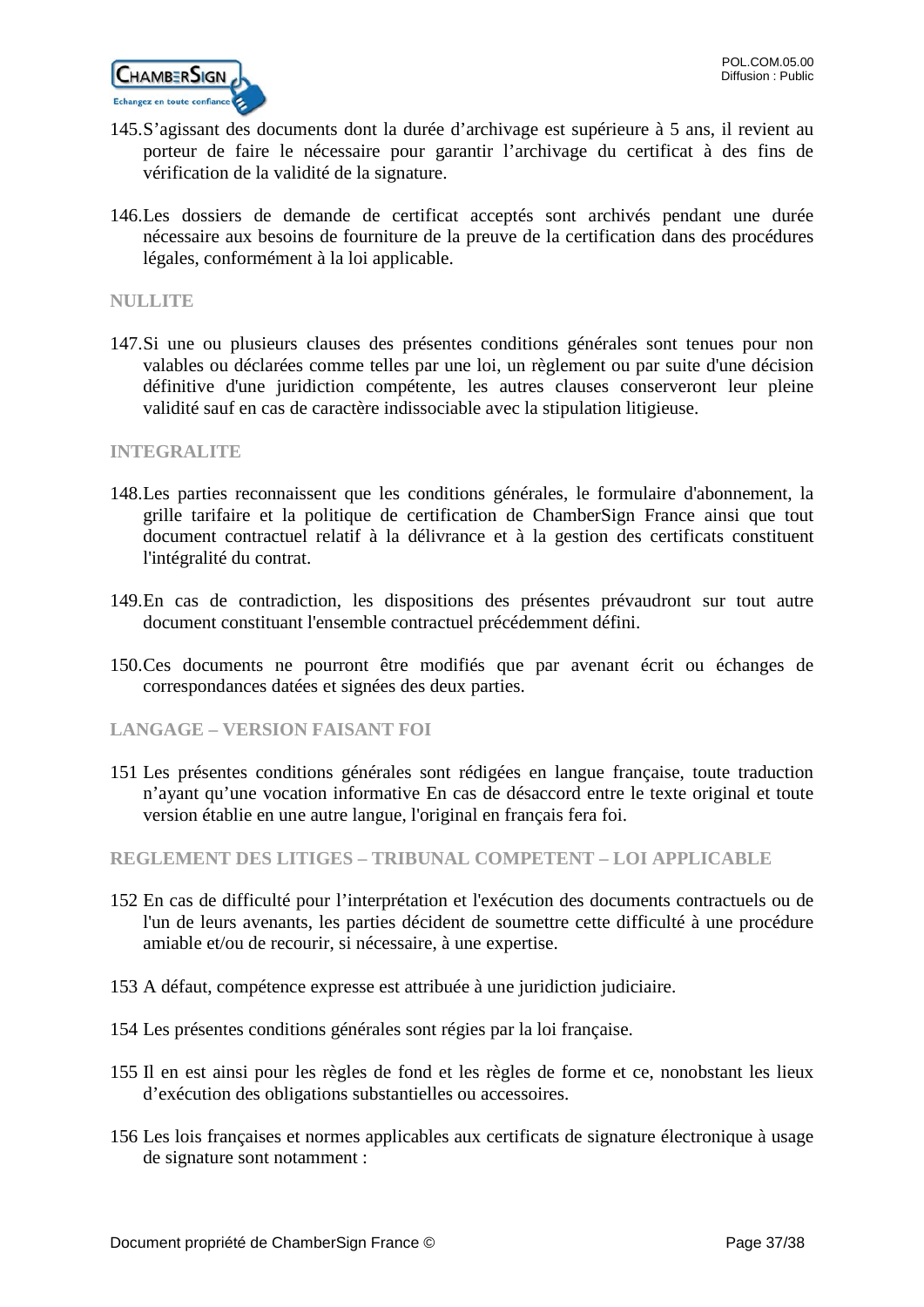145. S’agissant des documents dont la durée d’archivage est supérieure à 5 ans, il revient au porteur de faire le nécessaire pour garantir l’archivage du certificat à des fins de vérification de la validité de la signature.

146. Les dossiers de demande de certificat acceptés sont archivés pendant une durée nécessaire aux besoins de fourniture de la preuve de la certification dans des procédures légales, conformément à la loi applicable.

### NULLITE

147. Si une ou plusieurs clauses des présentes conditions générales sont tenues pour non valables ou déclarées comme telles par une loi, un règlement ou par suite d'une décision définitive d'une juridiction compétente, les autres clauses conserveront leur pleine validité sauf en cas de caractère indissociable avec la stipulation litigieuse.

### INTEGRALITE

148. Les parties reconnaissent que les conditions générales, le formulaire d'abonnement, la grille tarifaire et la politique de certification de ChamberSign France ainsi que tout document contractuel relatif à la délivrance et à la gestion des certificats constituent l'intégralité du contrat.

149. En cas de contradiction, les dispositions des présentes prévaudront sur tout autre document constituant l'ensemble contractuel précédemment défini.

150. Ces documents ne pourront être modifiés que par avenant écrit ou échanges de correspondances datées et signées des deux parties.

### LANGAGE – VERSION FAISANT FOI

151 Les présentes conditions générales sont rédigées en langue française, toute traduction n’ayant qu’une vocation informative En cas de désaccord entre le texte original et toute version établie en une autre langue, l'original en français fera foi.

### REGLEMENT DES LITIGES – TRIBUNAL COMPETENT – LOI APPLICABLE

152 En cas de difficulté pour l’interprétation et l'exécution des documents contractuels ou de l'un de leurs avenants, les parties décident de soumettre cette difficulté à une procédure amiable et/ou de recourir, si nécessaire, à une expertise.

153 A défaut, compétence expresse est attribuée à une juridiction judiciaire.

154 Les présentes conditions générales sont régies par la loi française.

155 Il en est ainsi pour les règles de fond et les règles de forme et ce, nonobstant les lieux d’exécution des obligations substantielles ou accessoires.

156 Les lois françaises et normes applicables aux certificats de signature électronique à usage de signature sont notamment :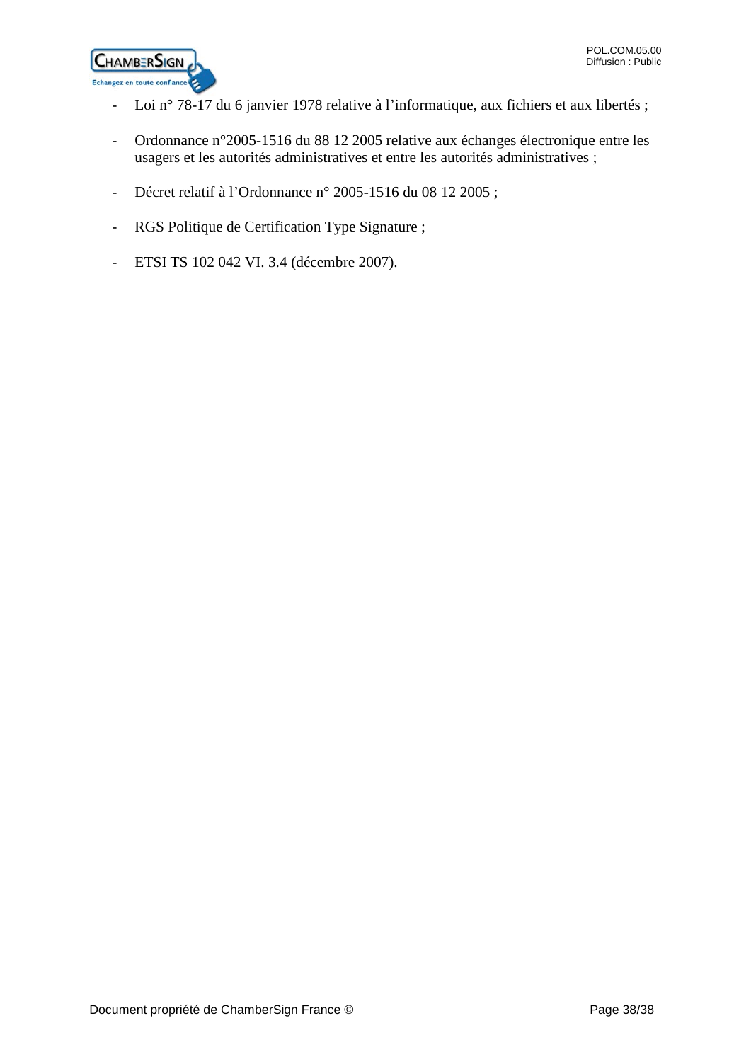- Loi n° 78-17 du 6 janvier 1978 relative à l'informatique, aux fichiers et aux libertés ;

- Ordonnance n°2005-1516 du 88 12 2005 relative aux échanges électronique entre les usagers et les autorités administratives et entre les autorités administratives ;

- Décret relatif à l'Ordonnance n° 2005-1516 du 08 12 2005 ;

- RGS Politique de Certification Type Signature ;

- ETSI TS 102 042 VI. 3.4 (décembre 2007).